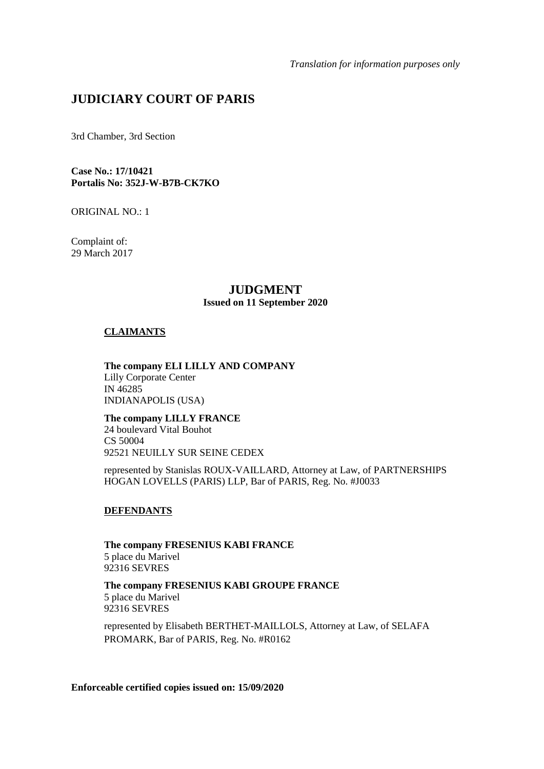*Translation for information purposes only*

# JUDICIARY COURT OF PARIS

3rd Chamber, 3rd Section

**Case No.: 17/10421**
**Portalis No: 352J-W-B7B-CK7KO**

ORIGINAL NO.: 1

Complaint of:
29 March 2017

## JUDGMENT
**Issued on 11 September 2020**

**CLAIMANTS**

**The company ELI LILLY AND COMPANY**
Lilly Corporate Center
IN 46285
INDIANAPOLIS (USA)

**The company LILLY FRANCE**
24 boulevard Vital Bouhot
CS 50004
92521 NEUILLY SUR SEINE CEDEX

represented by Stanislas ROUX-VAILLARD, Attorney at Law, of PARTNERSHIPS HOGAN LOVELLS (PARIS) LLP, Bar of PARIS, Reg. No. #J0033

**DEFENDANTS**

**The company FRESENIUS KABI FRANCE**
5 place du Marivel
92316 SEVRES

**The company FRESENIUS KABI GROUPE FRANCE**
5 place du Marivel
92316 SEVRES

represented by Elisabeth BERTHET-MAILLOLS, Attorney at Law, of SELAFA PROMARK, Bar of PARIS, Reg. No. #R0162

**Enforceable certified copies issued on: 15/09/2020**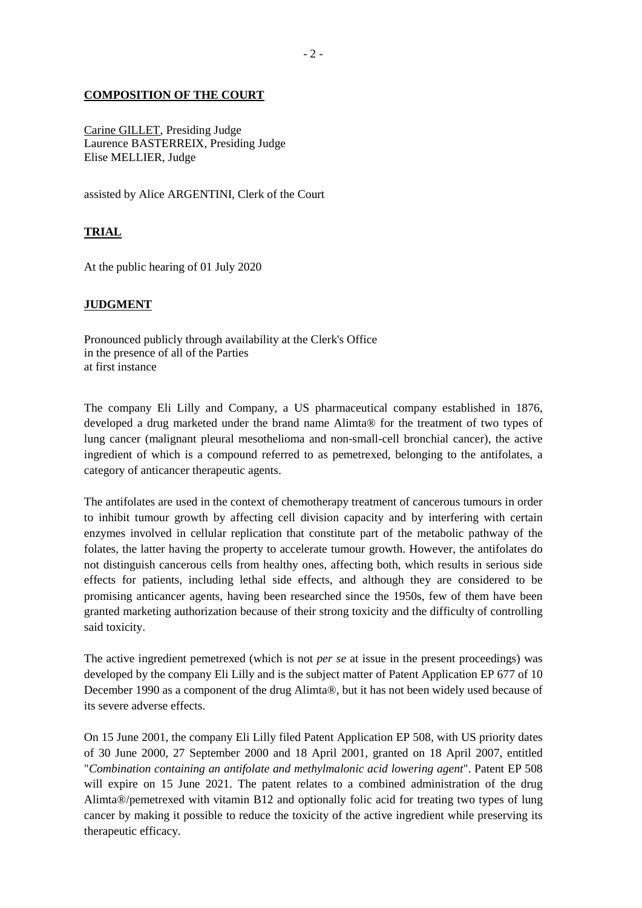**COMPOSITION OF THE COURT**

Carine GILLET, Presiding Judge
Laurence BASTERREIX, Presiding Judge
Elise MELLIER, Judge

assisted by Alice ARGENTINI, Clerk of the Court

**TRIAL**

At the public hearing of 01 July 2020

**JUDGMENT**

Pronounced publicly through availability at the Clerk's Office
in the presence of all of the Parties
at first instance

The company Eli Lilly and Company, a US pharmaceutical company established in 1876, developed a drug marketed under the brand name Alimta® for the treatment of two types of lung cancer (malignant pleural mesothelioma and non-small-cell bronchial cancer), the active ingredient of which is a compound referred to as pemetrexed, belonging to the antifolates, a category of anticancer therapeutic agents.

The antifolates are used in the context of chemotherapy treatment of cancerous tumours in order to inhibit tumour growth by affecting cell division capacity and by interfering with certain enzymes involved in cellular replication that constitute part of the metabolic pathway of the folates, the latter having the property to accelerate tumour growth. However, the antifolates do not distinguish cancerous cells from healthy ones, affecting both, which results in serious side effects for patients, including lethal side effects, and although they are considered to be promising anticancer agents, having been researched since the 1950s, few of them have been granted marketing authorization because of their strong toxicity and the difficulty of controlling said toxicity.

The active ingredient pemetrexed (which is not *per se* at issue in the present proceedings) was developed by the company Eli Lilly and is the subject matter of Patent Application EP 677 of 10 December 1990 as a component of the drug Alimta®, but it has not been widely used because of its severe adverse effects.

On 15 June 2001, the company Eli Lilly filed Patent Application EP 508, with US priority dates of 30 June 2000, 27 September 2000 and 18 April 2001, granted on 18 April 2007, entitled "*Combination containing an antifolate and methylmalonic acid lowering agent*". Patent EP 508 will expire on 15 June 2021. The patent relates to a combined administration of the drug Alimta®/pemetrexed with vitamin B12 and optionally folic acid for treating two types of lung cancer by making it possible to reduce the toxicity of the active ingredient while preserving its therapeutic efficacy.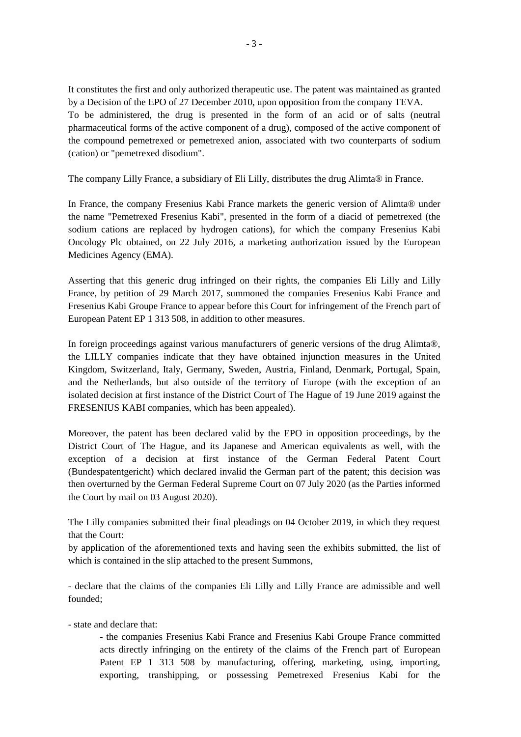It constitutes the first and only authorized therapeutic use. The patent was maintained as granted by a Decision of the EPO of 27 December 2010, upon opposition from the company TEVA.
To be administered, the drug is presented in the form of an acid or of salts (neutral pharmaceutical forms of the active component of a drug), composed of the active component of the compound pemetrexed or pemetrexed anion, associated with two counterparts of sodium (cation) or "pemetrexed disodium".

The company Lilly France, a subsidiary of Eli Lilly, distributes the drug Alimta® in France.

In France, the company Fresenius Kabi France markets the generic version of Alimta® under the name "Pemetrexed Fresenius Kabi", presented in the form of a diacid of pemetrexed (the sodium cations are replaced by hydrogen cations), for which the company Fresenius Kabi Oncology Plc obtained, on 22 July 2016, a marketing authorization issued by the European Medicines Agency (EMA).

Asserting that this generic drug infringed on their rights, the companies Eli Lilly and Lilly France, by petition of 29 March 2017, summoned the companies Fresenius Kabi France and Fresenius Kabi Groupe France to appear before this Court for infringement of the French part of European Patent EP 1 313 508, in addition to other measures.

In foreign proceedings against various manufacturers of generic versions of the drug Alimta®, the LILLY companies indicate that they have obtained injunction measures in the United Kingdom, Switzerland, Italy, Germany, Sweden, Austria, Finland, Denmark, Portugal, Spain, and the Netherlands, but also outside of the territory of Europe (with the exception of an isolated decision at first instance of the District Court of The Hague of 19 June 2019 against the FRESENIUS KABI companies, which has been appealed).

Moreover, the patent has been declared valid by the EPO in opposition proceedings, by the District Court of The Hague, and its Japanese and American equivalents as well, with the exception of a decision at first instance of the German Federal Patent Court (Bundespatentgericht) which declared invalid the German part of the patent; this decision was then overturned by the German Federal Supreme Court on 07 July 2020 (as the Parties informed the Court by mail on 03 August 2020).

The Lilly companies submitted their final pleadings on 04 October 2019, in which they request that the Court:
by application of the aforementioned texts and having seen the exhibits submitted, the list of which is contained in the slip attached to the present Summons,

- declare that the claims of the companies Eli Lilly and Lilly France are admissible and well founded;

- state and declare that:
  - the companies Fresenius Kabi France and Fresenius Kabi Groupe France committed acts directly infringing on the entirety of the claims of the French part of European Patent EP 1 313 508 by manufacturing, offering, marketing, using, importing, exporting, transhipping, or possessing Pemetrexed Fresenius Kabi for the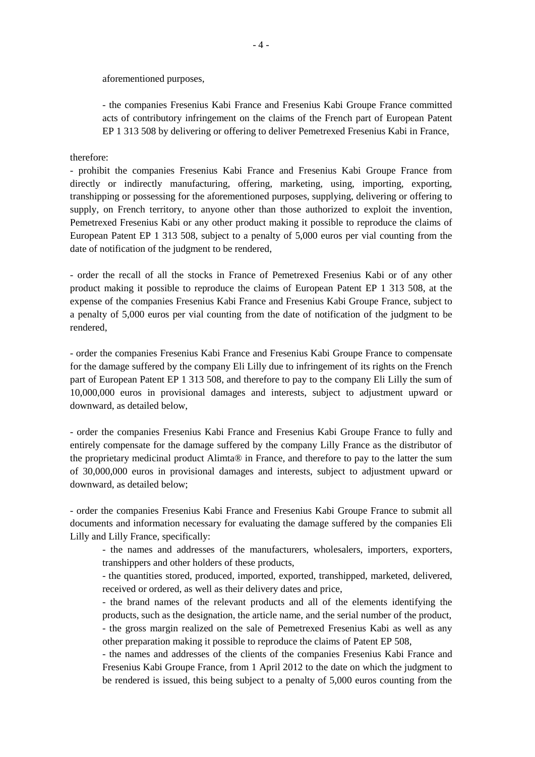aforementioned purposes,

- the companies Fresenius Kabi France and Fresenius Kabi Groupe France committed acts of contributory infringement on the claims of the French part of European Patent EP 1 313 508 by delivering or offering to deliver Pemetrexed Fresenius Kabi in France,

therefore:

- prohibit the companies Fresenius Kabi France and Fresenius Kabi Groupe France from directly or indirectly manufacturing, offering, marketing, using, importing, exporting, transhipping or possessing for the aforementioned purposes, supplying, delivering or offering to supply, on French territory, to anyone other than those authorized to exploit the invention, Pemetrexed Fresenius Kabi or any other product making it possible to reproduce the claims of European Patent EP 1 313 508, subject to a penalty of 5,000 euros per vial counting from the date of notification of the judgment to be rendered,

- order the recall of all the stocks in France of Pemetrexed Fresenius Kabi or of any other product making it possible to reproduce the claims of European Patent EP 1 313 508, at the expense of the companies Fresenius Kabi France and Fresenius Kabi Groupe France, subject to a penalty of 5,000 euros per vial counting from the date of notification of the judgment to be rendered,

- order the companies Fresenius Kabi France and Fresenius Kabi Groupe France to compensate for the damage suffered by the company Eli Lilly due to infringement of its rights on the French part of European Patent EP 1 313 508, and therefore to pay to the company Eli Lilly the sum of 10,000,000 euros in provisional damages and interests, subject to adjustment upward or downward, as detailed below,

- order the companies Fresenius Kabi France and Fresenius Kabi Groupe France to fully and entirely compensate for the damage suffered by the company Lilly France as the distributor of the proprietary medicinal product Alimta® in France, and therefore to pay to the latter the sum of 30,000,000 euros in provisional damages and interests, subject to adjustment upward or downward, as detailed below;

- order the companies Fresenius Kabi France and Fresenius Kabi Groupe France to submit all documents and information necessary for evaluating the damage suffered by the companies Eli Lilly and Lilly France, specifically:

  - the names and addresses of the manufacturers, wholesalers, importers, exporters, transhippers and other holders of these products,
  - the quantities stored, produced, imported, exported, transhipped, marketed, delivered, received or ordered, as well as their delivery dates and price,
  - the brand names of the relevant products and all of the elements identifying the products, such as the designation, the article name, and the serial number of the product,
  - the gross margin realized on the sale of Pemetrexed Fresenius Kabi as well as any other preparation making it possible to reproduce the claims of Patent EP 508,
  - the names and addresses of the clients of the companies Fresenius Kabi France and Fresenius Kabi Groupe France, from 1 April 2012 to the date on which the judgment to be rendered is issued, this being subject to a penalty of 5,000 euros counting from the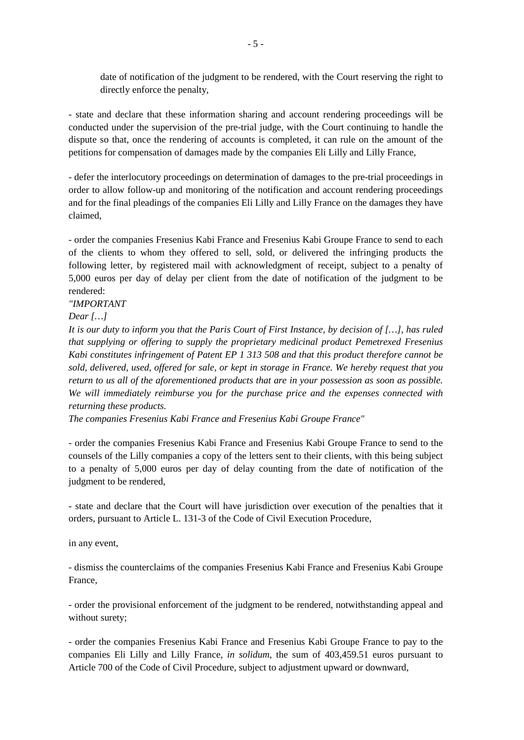date of notification of the judgment to be rendered, with the Court reserving the right to directly enforce the penalty,

- state and declare that these information sharing and account rendering proceedings will be conducted under the supervision of the pre-trial judge, with the Court continuing to handle the dispute so that, once the rendering of accounts is completed, it can rule on the amount of the petitions for compensation of damages made by the companies Eli Lilly and Lilly France,

- defer the interlocutory proceedings on determination of damages to the pre-trial proceedings in order to allow follow-up and monitoring of the notification and account rendering proceedings and for the final pleadings of the companies Eli Lilly and Lilly France on the damages they have claimed,

- order the companies Fresenius Kabi France and Fresenius Kabi Groupe France to send to each of the clients to whom they offered to sell, sold, or delivered the infringing products the following letter, by registered mail with acknowledgment of receipt, subject to a penalty of 5,000 euros per day of delay per client from the date of notification of the judgment to be rendered:

*"IMPORTANT*

*Dear […]*

*It is our duty to inform you that the Paris Court of First Instance, by decision of […], has ruled that supplying or offering to supply the proprietary medicinal product Pemetrexed Fresenius Kabi constitutes infringement of Patent EP 1 313 508 and that this product therefore cannot be sold, delivered, used, offered for sale, or kept in storage in France. We hereby request that you return to us all of the aforementioned products that are in your possession as soon as possible. We will immediately reimburse you for the purchase price and the expenses connected with returning these products.*

*The companies Fresenius Kabi France and Fresenius Kabi Groupe France"*

- order the companies Fresenius Kabi France and Fresenius Kabi Groupe France to send to the counsels of the Lilly companies a copy of the letters sent to their clients, with this being subject to a penalty of 5,000 euros per day of delay counting from the date of notification of the judgment to be rendered,

- state and declare that the Court will have jurisdiction over execution of the penalties that it orders, pursuant to Article L. 131-3 of the Code of Civil Execution Procedure,

in any event,

- dismiss the counterclaims of the companies Fresenius Kabi France and Fresenius Kabi Groupe France,

- order the provisional enforcement of the judgment to be rendered, notwithstanding appeal and without surety;

- order the companies Fresenius Kabi France and Fresenius Kabi Groupe France to pay to the companies Eli Lilly and Lilly France, *in solidum*, the sum of 403,459.51 euros pursuant to Article 700 of the Code of Civil Procedure, subject to adjustment upward or downward,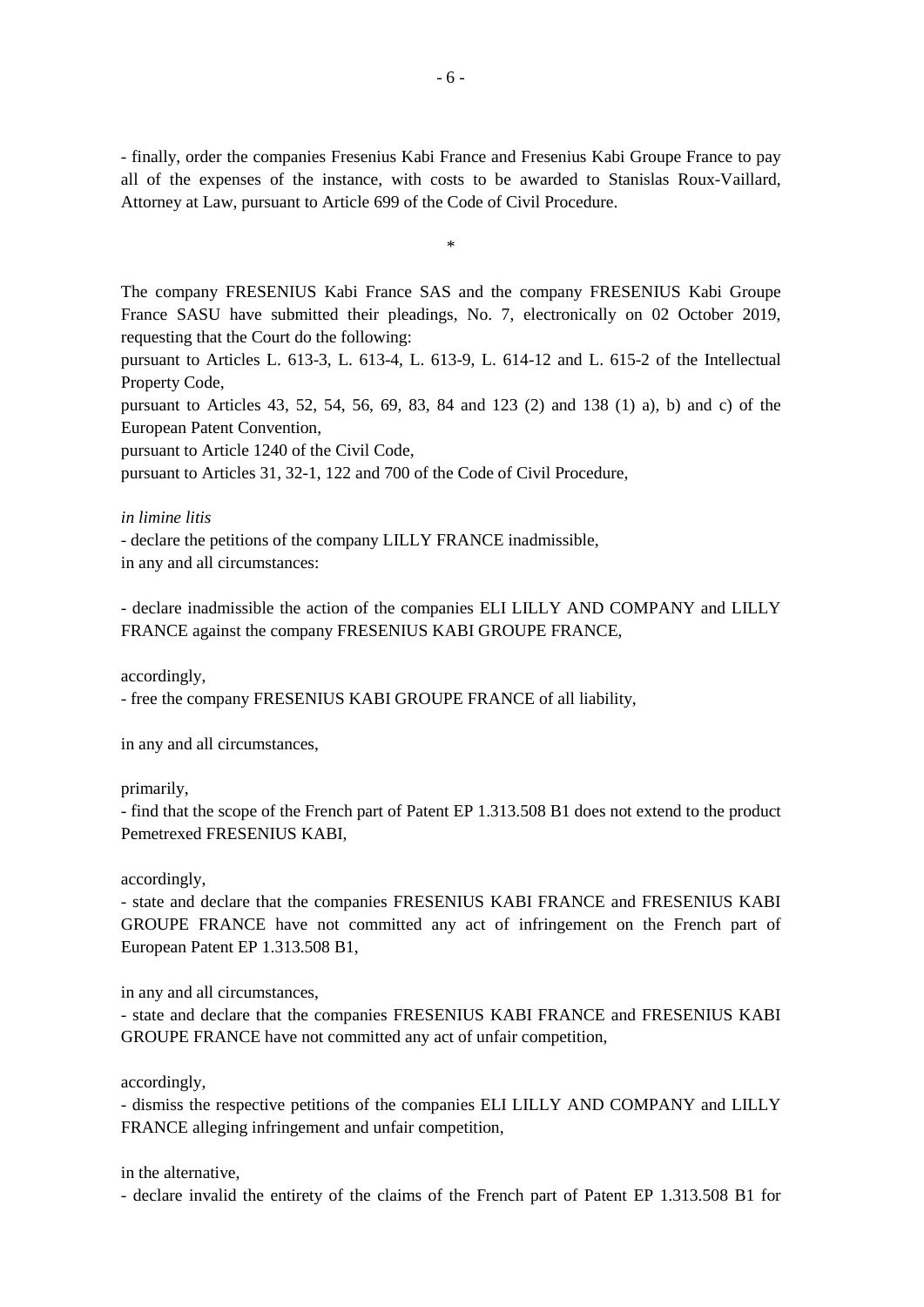- finally, order the companies Fresenius Kabi France and Fresenius Kabi Groupe France to pay all of the expenses of the instance, with costs to be awarded to Stanislas Roux-Vaillard, Attorney at Law, pursuant to Article 699 of the Code of Civil Procedure.

*

The company FRESENIUS Kabi France SAS and the company FRESENIUS Kabi Groupe France SASU have submitted their pleadings, No. 7, electronically on 02 October 2019, requesting that the Court do the following:

pursuant to Articles L. 613-3, L. 613-4, L. 613-9, L. 614-12 and L. 615-2 of the Intellectual Property Code,

pursuant to Articles 43, 52, 54, 56, 69, 83, 84 and 123 (2) and 138 (1) a), b) and c) of the European Patent Convention,

pursuant to Article 1240 of the Civil Code,

pursuant to Articles 31, 32-1, 122 and 700 of the Code of Civil Procedure,

*in limine litis*

- declare the petitions of the company LILLY FRANCE inadmissible,

in any and all circumstances:

- declare inadmissible the action of the companies ELI LILLY AND COMPANY and LILLY FRANCE against the company FRESENIUS KABI GROUPE FRANCE,

accordingly,

- free the company FRESENIUS KABI GROUPE FRANCE of all liability,

in any and all circumstances,

primarily,

- find that the scope of the French part of Patent EP 1.313.508 B1 does not extend to the product Pemetrexed FRESENIUS KABI,

accordingly,

- state and declare that the companies FRESENIUS KABI FRANCE and FRESENIUS KABI GROUPE FRANCE have not committed any act of infringement on the French part of European Patent EP 1.313.508 B1,

in any and all circumstances,

- state and declare that the companies FRESENIUS KABI FRANCE and FRESENIUS KABI GROUPE FRANCE have not committed any act of unfair competition,

accordingly,

- dismiss the respective petitions of the companies ELI LILLY AND COMPANY and LILLY FRANCE alleging infringement and unfair competition,

in the alternative,

- declare invalid the entirety of the claims of the French part of Patent EP 1.313.508 B1 for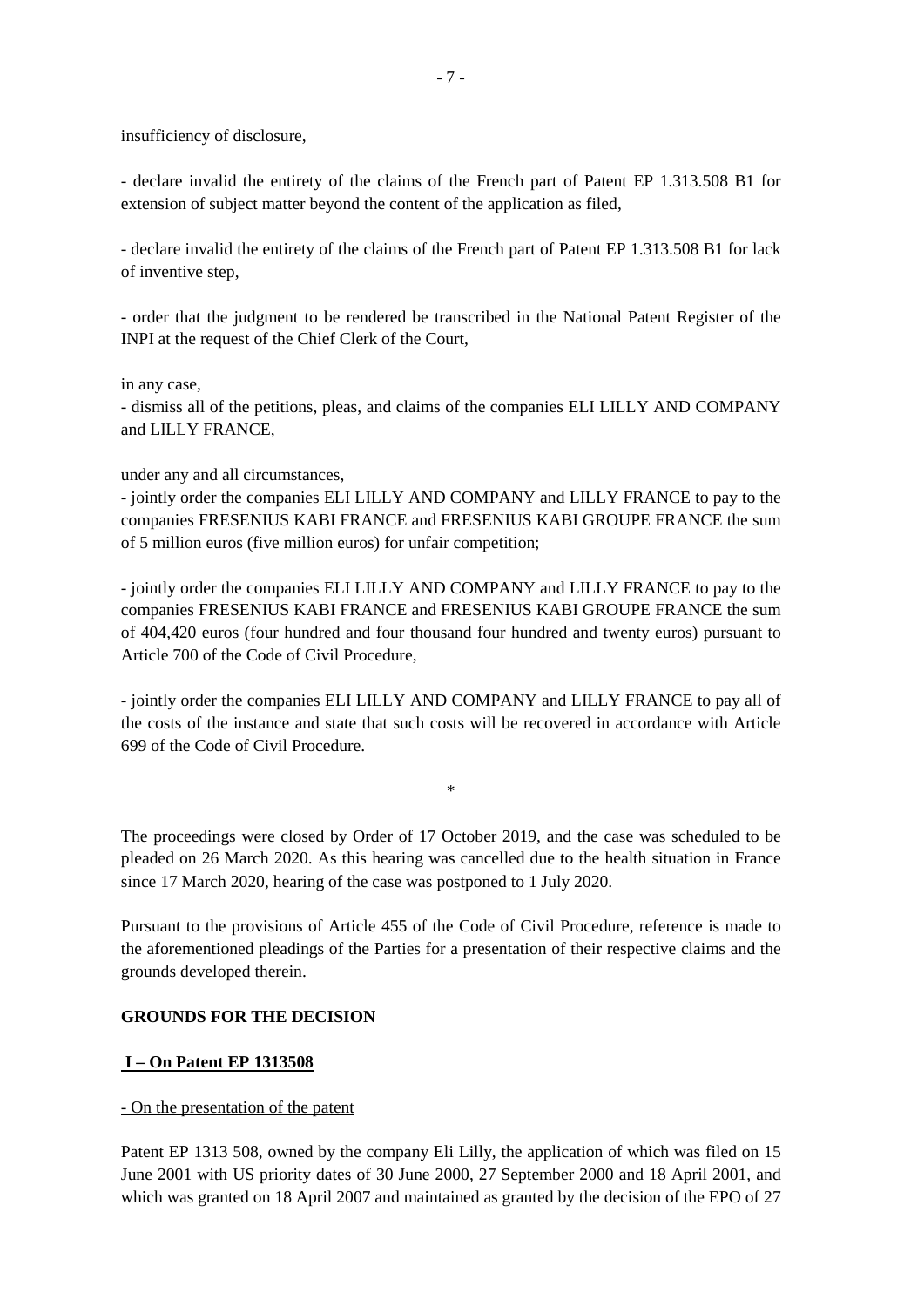insufficiency of disclosure,

- declare invalid the entirety of the claims of the French part of Patent EP 1.313.508 B1 for extension of subject matter beyond the content of the application as filed,

- declare invalid the entirety of the claims of the French part of Patent EP 1.313.508 B1 for lack of inventive step,

- order that the judgment to be rendered be transcribed in the National Patent Register of the INPI at the request of the Chief Clerk of the Court,

in any case,
- dismiss all of the petitions, pleas, and claims of the companies ELI LILLY AND COMPANY and LILLY FRANCE,

under any and all circumstances,
- jointly order the companies ELI LILLY AND COMPANY and LILLY FRANCE to pay to the companies FRESENIUS KABI FRANCE and FRESENIUS KABI GROUPE FRANCE the sum of 5 million euros (five million euros) for unfair competition;

- jointly order the companies ELI LILLY AND COMPANY and LILLY FRANCE to pay to the companies FRESENIUS KABI FRANCE and FRESENIUS KABI GROUPE FRANCE the sum of 404,420 euros (four hundred and four thousand four hundred and twenty euros) pursuant to Article 700 of the Code of Civil Procedure,

- jointly order the companies ELI LILLY AND COMPANY and LILLY FRANCE to pay all of the costs of the instance and state that such costs will be recovered in accordance with Article 699 of the Code of Civil Procedure.

*

The proceedings were closed by Order of 17 October 2019, and the case was scheduled to be pleaded on 26 March 2020. As this hearing was cancelled due to the health situation in France since 17 March 2020, hearing of the case was postponed to 1 July 2020.

Pursuant to the provisions of Article 455 of the Code of Civil Procedure, reference is made to the aforementioned pleadings of the Parties for a presentation of their respective claims and the grounds developed therein.

## GROUNDS FOR THE DECISION

### I – On Patent EP 1313508

- On the presentation of the patent

Patent EP 1313 508, owned by the company Eli Lilly, the application of which was filed on 15 June 2001 with US priority dates of 30 June 2000, 27 September 2000 and 18 April 2001, and which was granted on 18 April 2007 and maintained as granted by the decision of the EPO of 27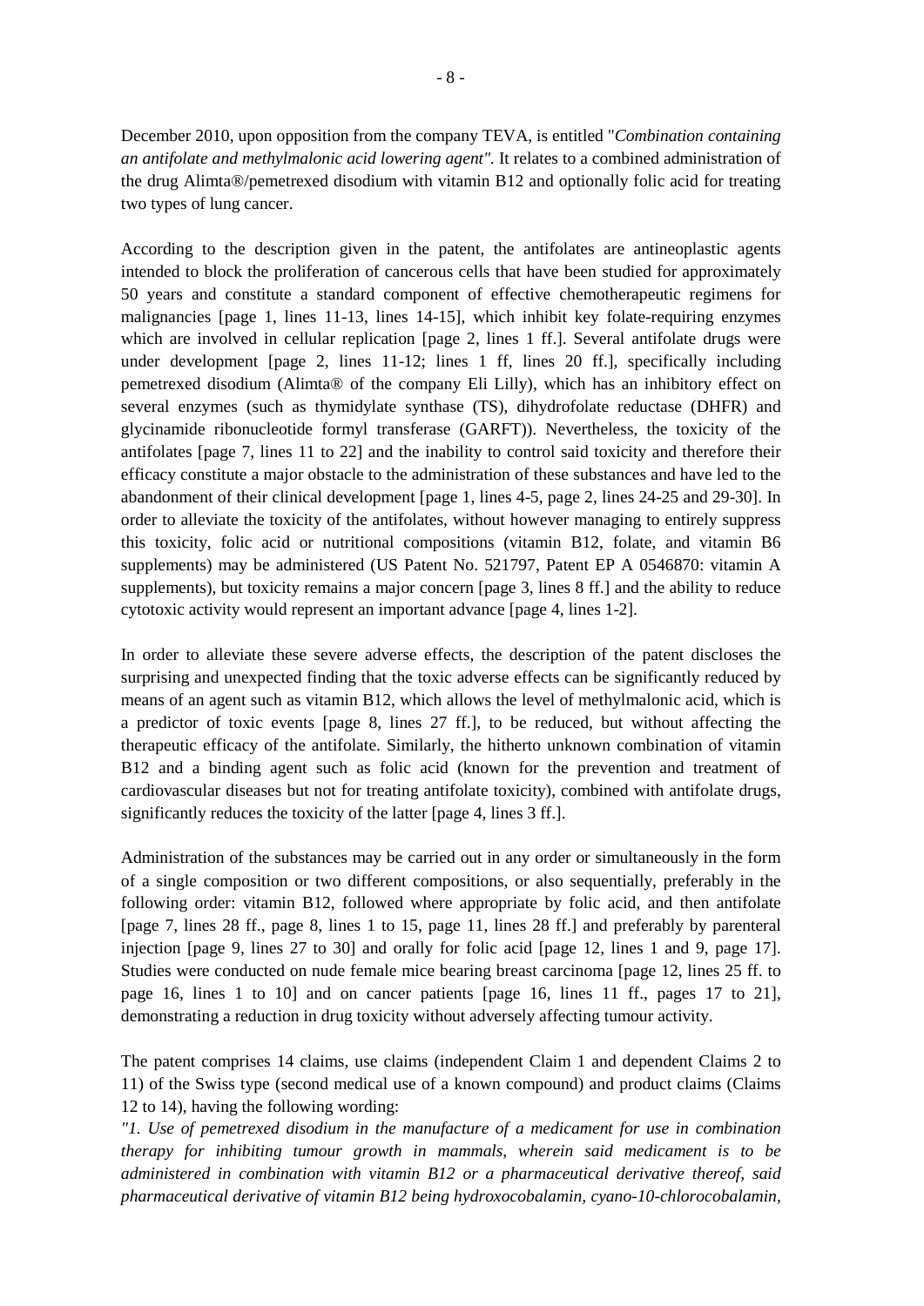December 2010, upon opposition from the company TEVA, is entitled "*Combination containing an antifolate and methylmalonic acid lowering agent".* It relates to a combined administration of the drug Alimta®/pemetrexed disodium with vitamin B12 and optionally folic acid for treating two types of lung cancer.

According to the description given in the patent, the antifolates are antineoplastic agents intended to block the proliferation of cancerous cells that have been studied for approximately 50 years and constitute a standard component of effective chemotherapeutic regimens for malignancies [page 1, lines 11-13, lines 14-15], which inhibit key folate-requiring enzymes which are involved in cellular replication [page 2, lines 1 ff.]. Several antifolate drugs were under development [page 2, lines 11-12; lines 1 ff, lines 20 ff.], specifically including pemetrexed disodium (Alimta® of the company Eli Lilly), which has an inhibitory effect on several enzymes (such as thymidylate synthase (TS), dihydrofolate reductase (DHFR) and glycinamide ribonucleotide formyl transferase (GARFT)). Nevertheless, the toxicity of the antifolates [page 7, lines 11 to 22] and the inability to control said toxicity and therefore their efficacy constitute a major obstacle to the administration of these substances and have led to the abandonment of their clinical development [page 1, lines 4-5, page 2, lines 24-25 and 29-30]. In order to alleviate the toxicity of the antifolates, without however managing to entirely suppress this toxicity, folic acid or nutritional compositions (vitamin B12, folate, and vitamin B6 supplements) may be administered (US Patent No. 521797, Patent EP A 0546870: vitamin A supplements), but toxicity remains a major concern [page 3, lines 8 ff.] and the ability to reduce cytotoxic activity would represent an important advance [page 4, lines 1-2].

In order to alleviate these severe adverse effects, the description of the patent discloses the surprising and unexpected finding that the toxic adverse effects can be significantly reduced by means of an agent such as vitamin B12, which allows the level of methylmalonic acid, which is a predictor of toxic events [page 8, lines 27 ff.], to be reduced, but without affecting the therapeutic efficacy of the antifolate. Similarly, the hitherto unknown combination of vitamin B12 and a binding agent such as folic acid (known for the prevention and treatment of cardiovascular diseases but not for treating antifolate toxicity), combined with antifolate drugs, significantly reduces the toxicity of the latter [page 4, lines 3 ff.].

Administration of the substances may be carried out in any order or simultaneously in the form of a single composition or two different compositions, or also sequentially, preferably in the following order: vitamin B12, followed where appropriate by folic acid, and then antifolate [page 7, lines 28 ff., page 8, lines 1 to 15, page 11, lines 28 ff.] and preferably by parenteral injection [page 9, lines 27 to 30] and orally for folic acid [page 12, lines 1 and 9, page 17]. Studies were conducted on nude female mice bearing breast carcinoma [page 12, lines 25 ff. to page 16, lines 1 to 10] and on cancer patients [page 16, lines 11 ff., pages 17 to 21], demonstrating a reduction in drug toxicity without adversely affecting tumour activity.

The patent comprises 14 claims, use claims (independent Claim 1 and dependent Claims 2 to 11) of the Swiss type (second medical use of a known compound) and product claims (Claims 12 to 14), having the following wording:

*"1. Use of pemetrexed disodium in the manufacture of a medicament for use in combination therapy for inhibiting tumour growth in mammals, wherein said medicament is to be administered in combination with vitamin B12 or a pharmaceutical derivative thereof, said pharmaceutical derivative of vitamin B12 being hydroxocobalamin, cyano-10-chlorocobalamin,*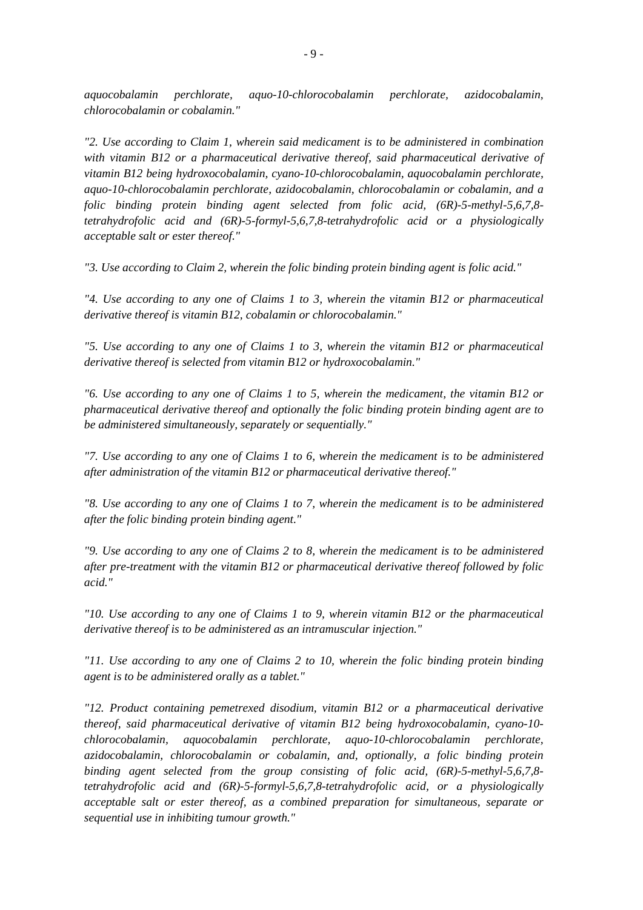*aquocobalamin perchlorate, aquo-10-chlorocobalamin perchlorate, azidocobalamin, chlorocobalamin or cobalamin."*

*"2. Use according to Claim 1, wherein said medicament is to be administered in combination with vitamin B12 or a pharmaceutical derivative thereof, said pharmaceutical derivative of vitamin B12 being hydroxocobalamin, cyano-10-chlorocobalamin, aquocobalamin perchlorate, aquo-10-chlorocobalamin perchlorate, azidocobalamin, chlorocobalamin or cobalamin, and a folic binding protein binding agent selected from folic acid, (6R)-5-methyl-5,6,7,8-tetrahydrofolic acid and (6R)-5-formyl-5,6,7,8-tetrahydrofolic acid or a physiologically acceptable salt or ester thereof."*

*"3. Use according to Claim 2, wherein the folic binding protein binding agent is folic acid."*

*"4. Use according to any one of Claims 1 to 3, wherein the vitamin B12 or pharmaceutical derivative thereof is vitamin B12, cobalamin or chlorocobalamin."*

*"5. Use according to any one of Claims 1 to 3, wherein the vitamin B12 or pharmaceutical derivative thereof is selected from vitamin B12 or hydroxocobalamin."*

*"6. Use according to any one of Claims 1 to 5, wherein the medicament, the vitamin B12 or pharmaceutical derivative thereof and optionally the folic binding protein binding agent are to be administered simultaneously, separately or sequentially."*

*"7. Use according to any one of Claims 1 to 6, wherein the medicament is to be administered after administration of the vitamin B12 or pharmaceutical derivative thereof."*

*"8. Use according to any one of Claims 1 to 7, wherein the medicament is to be administered after the folic binding protein binding agent."*

*"9. Use according to any one of Claims 2 to 8, wherein the medicament is to be administered after pre-treatment with the vitamin B12 or pharmaceutical derivative thereof followed by folic acid."*

*"10. Use according to any one of Claims 1 to 9, wherein vitamin B12 or the pharmaceutical derivative thereof is to be administered as an intramuscular injection."*

*"11. Use according to any one of Claims 2 to 10, wherein the folic binding protein binding agent is to be administered orally as a tablet."*

*"12. Product containing pemetrexed disodium, vitamin B12 or a pharmaceutical derivative thereof, said pharmaceutical derivative of vitamin B12 being hydroxocobalamin, cyano-10-chlorocobalamin, aquocobalamin perchlorate, aquo-10-chlorocobalamin perchlorate, azidocobalamin, chlorocobalamin or cobalamin, and, optionally, a folic binding protein binding agent selected from the group consisting of folic acid, (6R)-5-methyl-5,6,7,8-tetrahydrofolic acid and (6R)-5-formyl-5,6,7,8-tetrahydrofolic acid, or a physiologically acceptable salt or ester thereof, as a combined preparation for simultaneous, separate or sequential use in inhibiting tumour growth."*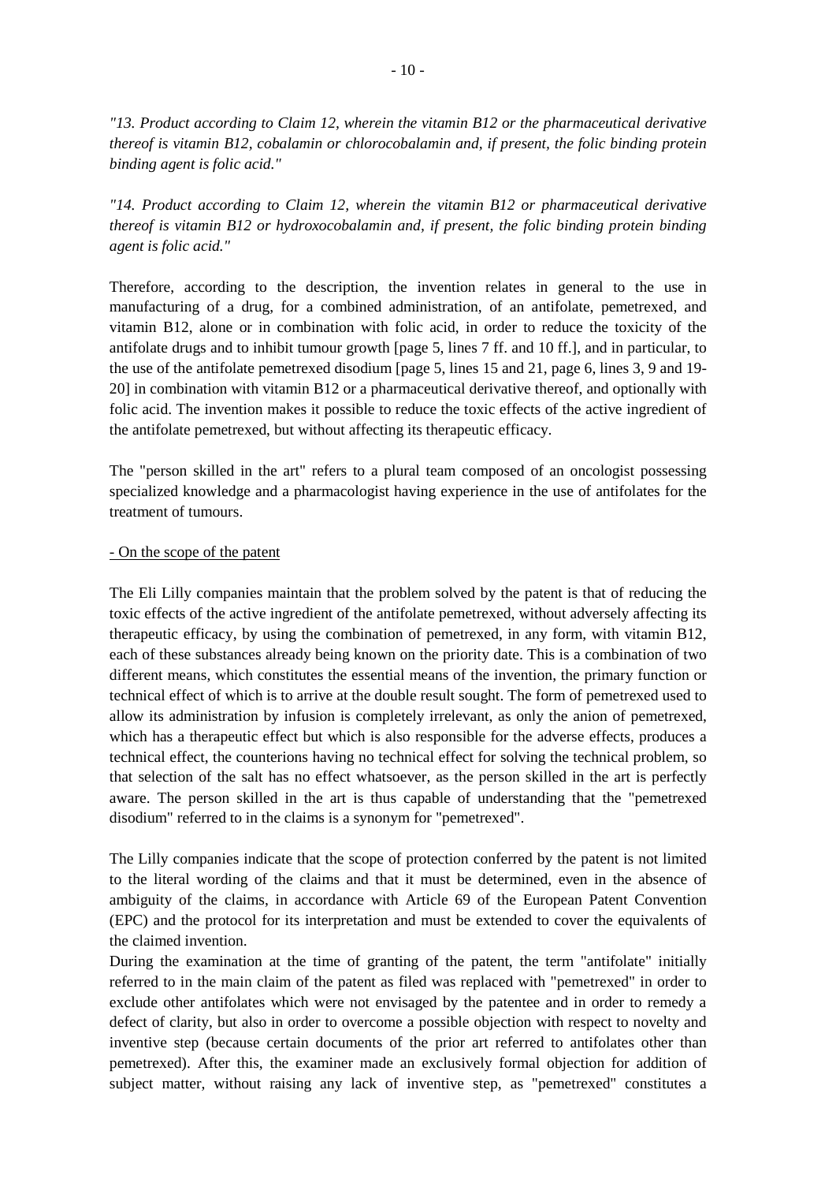*"13. Product according to Claim 12, wherein the vitamin B12 or the pharmaceutical derivative thereof is vitamin B12, cobalamin or chlorocobalamin and, if present, the folic binding protein binding agent is folic acid."*

*"14. Product according to Claim 12, wherein the vitamin B12 or pharmaceutical derivative thereof is vitamin B12 or hydroxocobalamin and, if present, the folic binding protein binding agent is folic acid."*

Therefore, according to the description, the invention relates in general to the use in manufacturing of a drug, for a combined administration, of an antifolate, pemetrexed, and vitamin B12, alone or in combination with folic acid, in order to reduce the toxicity of the antifolate drugs and to inhibit tumour growth [page 5, lines 7 ff. and 10 ff.], and in particular, to the use of the antifolate pemetrexed disodium [page 5, lines 15 and 21, page 6, lines 3, 9 and 19-20] in combination with vitamin B12 or a pharmaceutical derivative thereof, and optionally with folic acid. The invention makes it possible to reduce the toxic effects of the active ingredient of the antifolate pemetrexed, but without affecting its therapeutic efficacy.

The "person skilled in the art" refers to a plural team composed of an oncologist possessing specialized knowledge and a pharmacologist having experience in the use of antifolates for the treatment of tumours.

- On the scope of the patent

The Eli Lilly companies maintain that the problem solved by the patent is that of reducing the toxic effects of the active ingredient of the antifolate pemetrexed, without adversely affecting its therapeutic efficacy, by using the combination of pemetrexed, in any form, with vitamin B12, each of these substances already being known on the priority date. This is a combination of two different means, which constitutes the essential means of the invention, the primary function or technical effect of which is to arrive at the double result sought. The form of pemetrexed used to allow its administration by infusion is completely irrelevant, as only the anion of pemetrexed, which has a therapeutic effect but which is also responsible for the adverse effects, produces a technical effect, the counterions having no technical effect for solving the technical problem, so that selection of the salt has no effect whatsoever, as the person skilled in the art is perfectly aware. The person skilled in the art is thus capable of understanding that the "pemetrexed disodium" referred to in the claims is a synonym for "pemetrexed".

The Lilly companies indicate that the scope of protection conferred by the patent is not limited to the literal wording of the claims and that it must be determined, even in the absence of ambiguity of the claims, in accordance with Article 69 of the European Patent Convention (EPC) and the protocol for its interpretation and must be extended to cover the equivalents of the claimed invention.

During the examination at the time of granting of the patent, the term "antifolate" initially referred to in the main claim of the patent as filed was replaced with "pemetrexed" in order to exclude other antifolates which were not envisaged by the patentee and in order to remedy a defect of clarity, but also in order to overcome a possible objection with respect to novelty and inventive step (because certain documents of the prior art referred to antifolates other than pemetrexed). After this, the examiner made an exclusively formal objection for addition of subject matter, without raising any lack of inventive step, as "pemetrexed" constitutes a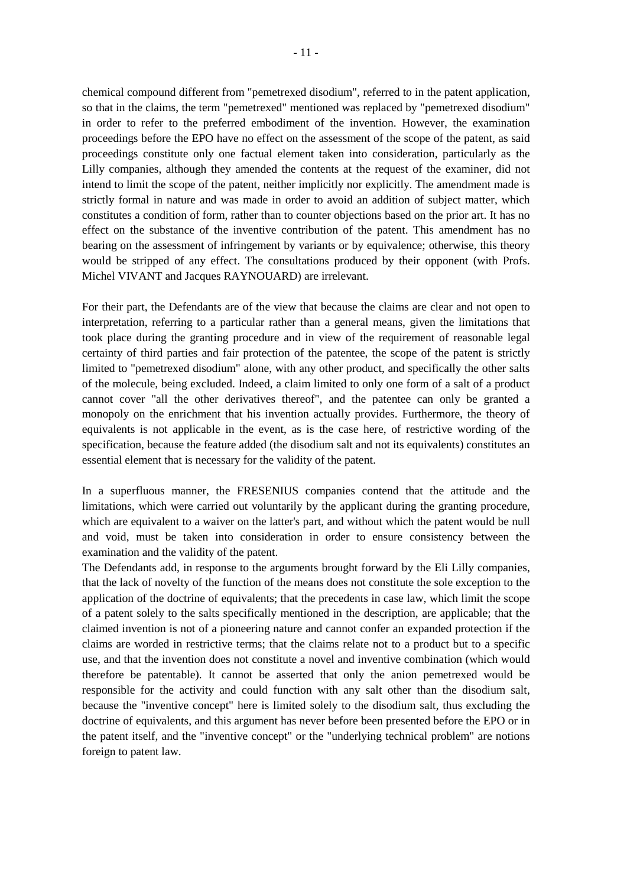chemical compound different from "pemetrexed disodium", referred to in the patent application, so that in the claims, the term "pemetrexed" mentioned was replaced by "pemetrexed disodium" in order to refer to the preferred embodiment of the invention. However, the examination proceedings before the EPO have no effect on the assessment of the scope of the patent, as said proceedings constitute only one factual element taken into consideration, particularly as the Lilly companies, although they amended the contents at the request of the examiner, did not intend to limit the scope of the patent, neither implicitly nor explicitly. The amendment made is strictly formal in nature and was made in order to avoid an addition of subject matter, which constitutes a condition of form, rather than to counter objections based on the prior art. It has no effect on the substance of the inventive contribution of the patent. This amendment has no bearing on the assessment of infringement by variants or by equivalence; otherwise, this theory would be stripped of any effect. The consultations produced by their opponent (with Profs. Michel VIVANT and Jacques RAYNOUARD) are irrelevant.

For their part, the Defendants are of the view that because the claims are clear and not open to interpretation, referring to a particular rather than a general means, given the limitations that took place during the granting procedure and in view of the requirement of reasonable legal certainty of third parties and fair protection of the patentee, the scope of the patent is strictly limited to "pemetrexed disodium" alone, with any other product, and specifically the other salts of the molecule, being excluded. Indeed, a claim limited to only one form of a salt of a product cannot cover "all the other derivatives thereof", and the patentee can only be granted a monopoly on the enrichment that his invention actually provides. Furthermore, the theory of equivalents is not applicable in the event, as is the case here, of restrictive wording of the specification, because the feature added (the disodium salt and not its equivalents) constitutes an essential element that is necessary for the validity of the patent.

In a superfluous manner, the FRESENIUS companies contend that the attitude and the limitations, which were carried out voluntarily by the applicant during the granting procedure, which are equivalent to a waiver on the latter's part, and without which the patent would be null and void, must be taken into consideration in order to ensure consistency between the examination and the validity of the patent.

The Defendants add, in response to the arguments brought forward by the Eli Lilly companies, that the lack of novelty of the function of the means does not constitute the sole exception to the application of the doctrine of equivalents; that the precedents in case law, which limit the scope of a patent solely to the salts specifically mentioned in the description, are applicable; that the claimed invention is not of a pioneering nature and cannot confer an expanded protection if the claims are worded in restrictive terms; that the claims relate not to a product but to a specific use, and that the invention does not constitute a novel and inventive combination (which would therefore be patentable). It cannot be asserted that only the anion pemetrexed would be responsible for the activity and could function with any salt other than the disodium salt, because the "inventive concept" here is limited solely to the disodium salt, thus excluding the doctrine of equivalents, and this argument has never before been presented before the EPO or in the patent itself, and the "inventive concept" or the "underlying technical problem" are notions foreign to patent law.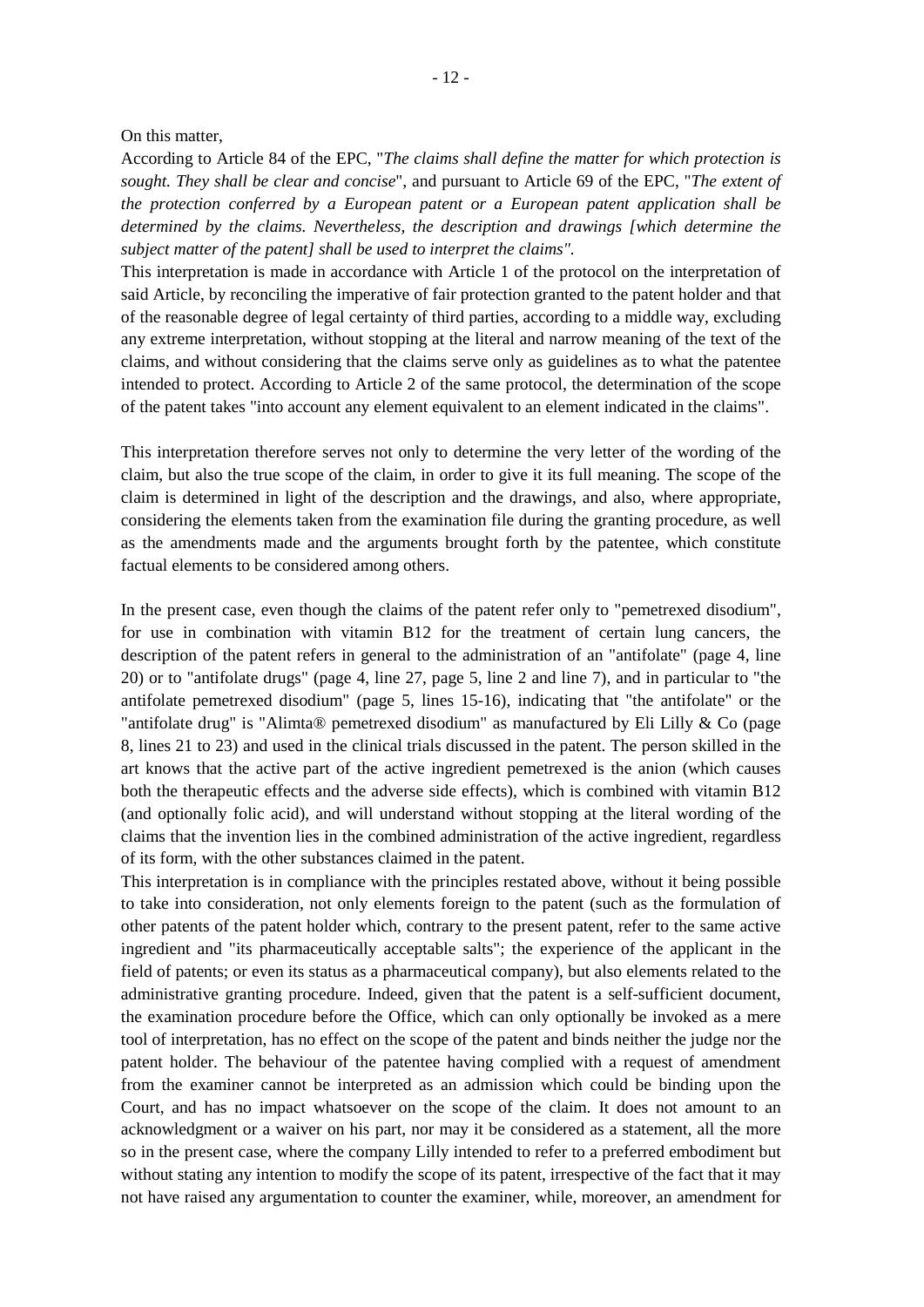On this matter,

According to Article 84 of the EPC, "*The claims shall define the matter for which protection is sought. They shall be clear and concise*", and pursuant to Article 69 of the EPC, "*The extent of the protection conferred by a European patent or a European patent application shall be determined by the claims. Nevertheless, the description and drawings [which determine the subject matter of the patent] shall be used to interpret the claims".*

This interpretation is made in accordance with Article 1 of the protocol on the interpretation of said Article, by reconciling the imperative of fair protection granted to the patent holder and that of the reasonable degree of legal certainty of third parties, according to a middle way, excluding any extreme interpretation, without stopping at the literal and narrow meaning of the text of the claims, and without considering that the claims serve only as guidelines as to what the patentee intended to protect. According to Article 2 of the same protocol, the determination of the scope of the patent takes "into account any element equivalent to an element indicated in the claims".

This interpretation therefore serves not only to determine the very letter of the wording of the claim, but also the true scope of the claim, in order to give it its full meaning. The scope of the claim is determined in light of the description and the drawings, and also, where appropriate, considering the elements taken from the examination file during the granting procedure, as well as the amendments made and the arguments brought forth by the patentee, which constitute factual elements to be considered among others.

In the present case, even though the claims of the patent refer only to "pemetrexed disodium", for use in combination with vitamin B12 for the treatment of certain lung cancers, the description of the patent refers in general to the administration of an "antifolate" (page 4, line 20) or to "antifolate drugs" (page 4, line 27, page 5, line 2 and line 7), and in particular to "the antifolate pemetrexed disodium" (page 5, lines 15-16), indicating that "the antifolate" or the "antifolate drug" is "Alimta® pemetrexed disodium" as manufactured by Eli Lilly & Co (page 8, lines 21 to 23) and used in the clinical trials discussed in the patent. The person skilled in the art knows that the active part of the active ingredient pemetrexed is the anion (which causes both the therapeutic effects and the adverse side effects), which is combined with vitamin B12 (and optionally folic acid), and will understand without stopping at the literal wording of the claims that the invention lies in the combined administration of the active ingredient, regardless of its form, with the other substances claimed in the patent.

This interpretation is in compliance with the principles restated above, without it being possible to take into consideration, not only elements foreign to the patent (such as the formulation of other patents of the patent holder which, contrary to the present patent, refer to the same active ingredient and "its pharmaceutically acceptable salts"; the experience of the applicant in the field of patents; or even its status as a pharmaceutical company), but also elements related to the administrative granting procedure. Indeed, given that the patent is a self-sufficient document, the examination procedure before the Office, which can only optionally be invoked as a mere tool of interpretation, has no effect on the scope of the patent and binds neither the judge nor the patent holder. The behaviour of the patentee having complied with a request of amendment from the examiner cannot be interpreted as an admission which could be binding upon the Court, and has no impact whatsoever on the scope of the claim. It does not amount to an acknowledgment or a waiver on his part, nor may it be considered as a statement, all the more so in the present case, where the company Lilly intended to refer to a preferred embodiment but without stating any intention to modify the scope of its patent, irrespective of the fact that it may not have raised any argumentation to counter the examiner, while, moreover, an amendment for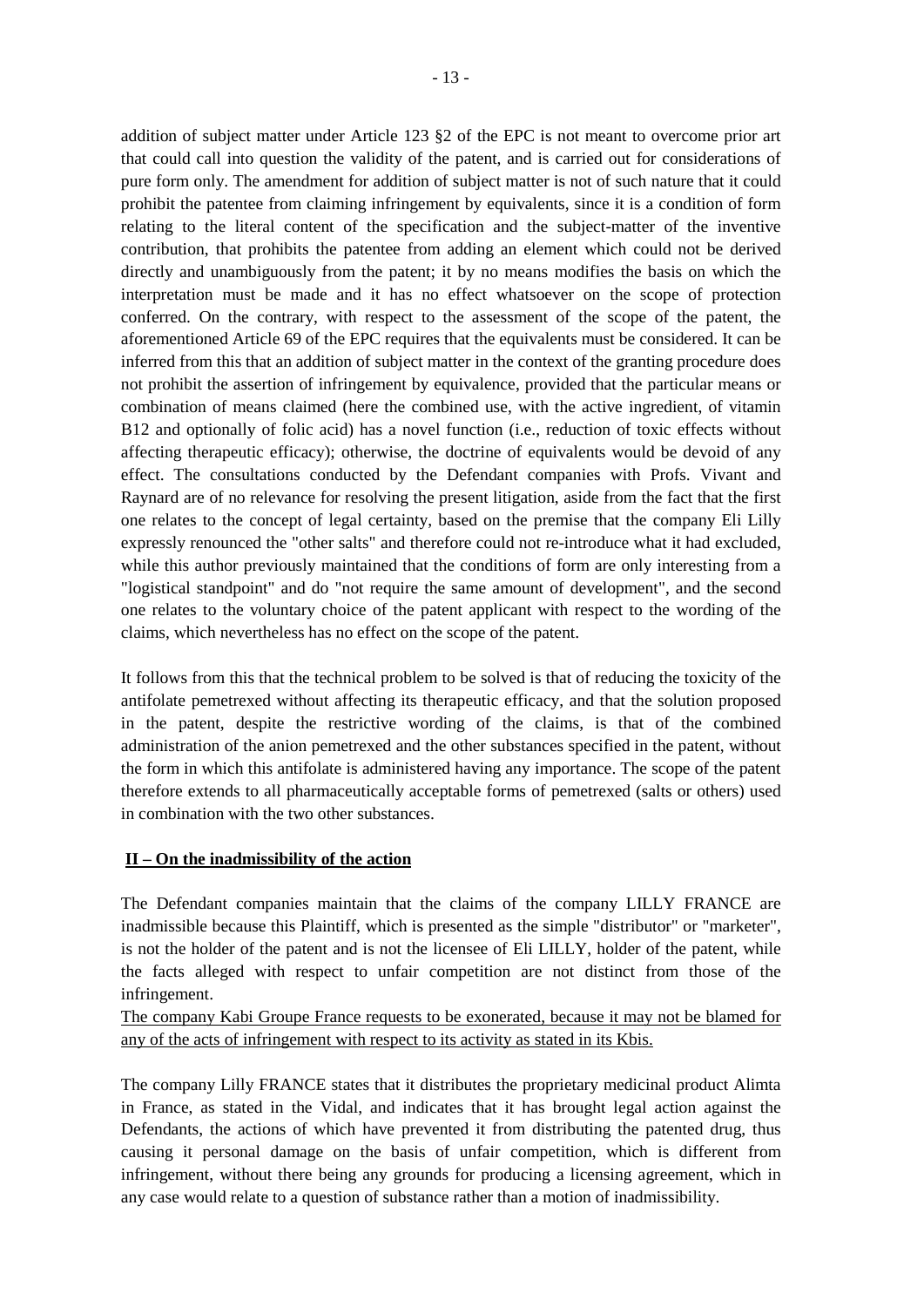addition of subject matter under Article 123 §2 of the EPC is not meant to overcome prior art that could call into question the validity of the patent, and is carried out for considerations of pure form only. The amendment for addition of subject matter is not of such nature that it could prohibit the patentee from claiming infringement by equivalents, since it is a condition of form relating to the literal content of the specification and the subject-matter of the inventive contribution, that prohibits the patentee from adding an element which could not be derived directly and unambiguously from the patent; it by no means modifies the basis on which the interpretation must be made and it has no effect whatsoever on the scope of protection conferred. On the contrary, with respect to the assessment of the scope of the patent, the aforementioned Article 69 of the EPC requires that the equivalents must be considered. It can be inferred from this that an addition of subject matter in the context of the granting procedure does not prohibit the assertion of infringement by equivalence, provided that the particular means or combination of means claimed (here the combined use, with the active ingredient, of vitamin B12 and optionally of folic acid) has a novel function (i.e., reduction of toxic effects without affecting therapeutic efficacy); otherwise, the doctrine of equivalents would be devoid of any effect. The consultations conducted by the Defendant companies with Profs. Vivant and Raynard are of no relevance for resolving the present litigation, aside from the fact that the first one relates to the concept of legal certainty, based on the premise that the company Eli Lilly expressly renounced the "other salts" and therefore could not re-introduce what it had excluded, while this author previously maintained that the conditions of form are only interesting from a "logistical standpoint" and do "not require the same amount of development", and the second one relates to the voluntary choice of the patent applicant with respect to the wording of the claims, which nevertheless has no effect on the scope of the patent.

It follows from this that the technical problem to be solved is that of reducing the toxicity of the antifolate pemetrexed without affecting its therapeutic efficacy, and that the solution proposed in the patent, despite the restrictive wording of the claims, is that of the combined administration of the anion pemetrexed and the other substances specified in the patent, without the form in which this antifolate is administered having any importance. The scope of the patent therefore extends to all pharmaceutically acceptable forms of pemetrexed (salts or others) used in combination with the two other substances.

## II – On the inadmissibility of the action

The Defendant companies maintain that the claims of the company LILLY FRANCE are inadmissible because this Plaintiff, which is presented as the simple "distributor" or "marketer", is not the holder of the patent and is not the licensee of Eli LILLY, holder of the patent, while the facts alleged with respect to unfair competition are not distinct from those of the infringement.

The company Kabi Groupe France requests to be exonerated, because it may not be blamed for any of the acts of infringement with respect to its activity as stated in its Kbis.

The company Lilly FRANCE states that it distributes the proprietary medicinal product Alimta in France, as stated in the Vidal, and indicates that it has brought legal action against the Defendants, the actions of which have prevented it from distributing the patented drug, thus causing it personal damage on the basis of unfair competition, which is different from infringement, without there being any grounds for producing a licensing agreement, which in any case would relate to a question of substance rather than a motion of inadmissibility.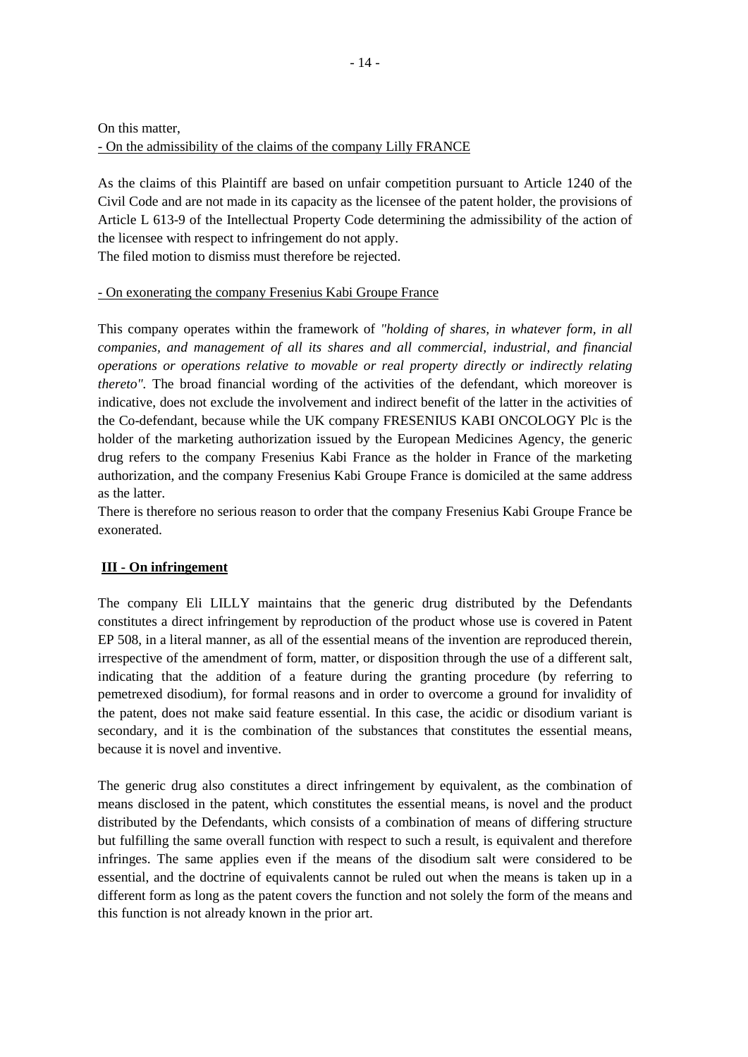On this matter,

- On the admissibility of the claims of the company Lilly FRANCE

As the claims of this Plaintiff are based on unfair competition pursuant to Article 1240 of the Civil Code and are not made in its capacity as the licensee of the patent holder, the provisions of Article L 613-9 of the Intellectual Property Code determining the admissibility of the action of the licensee with respect to infringement do not apply.
The filed motion to dismiss must therefore be rejected.

- On exonerating the company Fresenius Kabi Groupe France

This company operates within the framework of *"holding of shares, in whatever form, in all companies, and management of all its shares and all commercial, industrial, and financial operations or operations relative to movable or real property directly or indirectly relating thereto"*. The broad financial wording of the activities of the defendant, which moreover is indicative, does not exclude the involvement and indirect benefit of the latter in the activities of the Co-defendant, because while the UK company FRESENIUS KABI ONCOLOGY Plc is the holder of the marketing authorization issued by the European Medicines Agency, the generic drug refers to the company Fresenius Kabi France as the holder in France of the marketing authorization, and the company Fresenius Kabi Groupe France is domiciled at the same address as the latter.
There is therefore no serious reason to order that the company Fresenius Kabi Groupe France be exonerated.

## III - On infringement

The company Eli LILLY maintains that the generic drug distributed by the Defendants constitutes a direct infringement by reproduction of the product whose use is covered in Patent EP 508, in a literal manner, as all of the essential means of the invention are reproduced therein, irrespective of the amendment of form, matter, or disposition through the use of a different salt, indicating that the addition of a feature during the granting procedure (by referring to pemetrexed disodium), for formal reasons and in order to overcome a ground for invalidity of the patent, does not make said feature essential. In this case, the acidic or disodium variant is secondary, and it is the combination of the substances that constitutes the essential means, because it is novel and inventive.

The generic drug also constitutes a direct infringement by equivalent, as the combination of means disclosed in the patent, which constitutes the essential means, is novel and the product distributed by the Defendants, which consists of a combination of means of differing structure but fulfilling the same overall function with respect to such a result, is equivalent and therefore infringes. The same applies even if the means of the disodium salt were considered to be essential, and the doctrine of equivalents cannot be ruled out when the means is taken up in a different form as long as the patent covers the function and not solely the form of the means and this function is not already known in the prior art.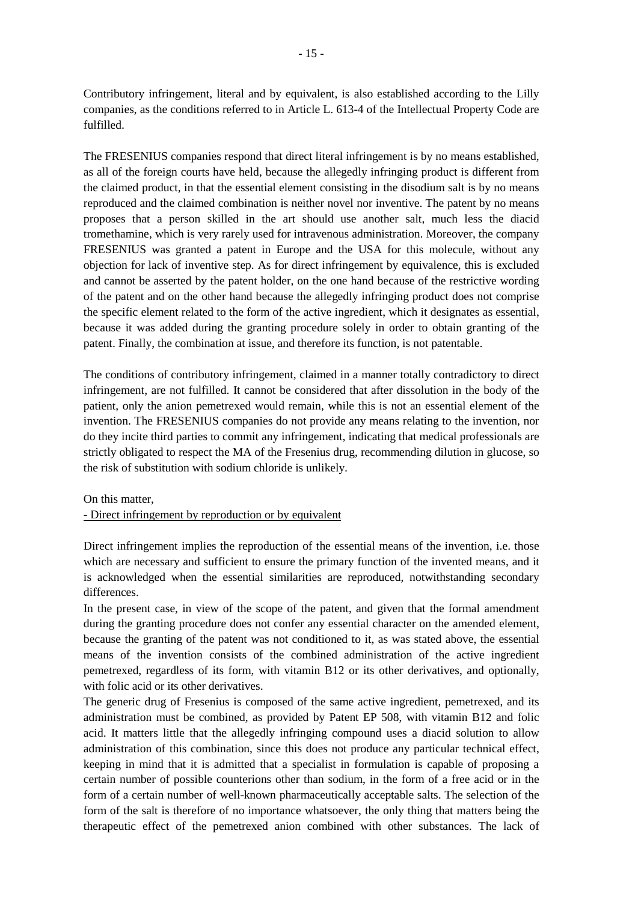Contributory infringement, literal and by equivalent, is also established according to the Lilly companies, as the conditions referred to in Article L. 613-4 of the Intellectual Property Code are fulfilled.

The FRESENIUS companies respond that direct literal infringement is by no means established, as all of the foreign courts have held, because the allegedly infringing product is different from the claimed product, in that the essential element consisting in the disodium salt is by no means reproduced and the claimed combination is neither novel nor inventive. The patent by no means proposes that a person skilled in the art should use another salt, much less the diacid tromethamine, which is very rarely used for intravenous administration. Moreover, the company FRESENIUS was granted a patent in Europe and the USA for this molecule, without any objection for lack of inventive step. As for direct infringement by equivalence, this is excluded and cannot be asserted by the patent holder, on the one hand because of the restrictive wording of the patent and on the other hand because the allegedly infringing product does not comprise the specific element related to the form of the active ingredient, which it designates as essential, because it was added during the granting procedure solely in order to obtain granting of the patent. Finally, the combination at issue, and therefore its function, is not patentable.

The conditions of contributory infringement, claimed in a manner totally contradictory to direct infringement, are not fulfilled. It cannot be considered that after dissolution in the body of the patient, only the anion pemetrexed would remain, while this is not an essential element of the invention. The FRESENIUS companies do not provide any means relating to the invention, nor do they incite third parties to commit any infringement, indicating that medical professionals are strictly obligated to respect the MA of the Fresenius drug, recommending dilution in glucose, so the risk of substitution with sodium chloride is unlikely.

On this matter,

- Direct infringement by reproduction or by equivalent

Direct infringement implies the reproduction of the essential means of the invention, i.e. those which are necessary and sufficient to ensure the primary function of the invented means, and it is acknowledged when the essential similarities are reproduced, notwithstanding secondary differences.

In the present case, in view of the scope of the patent, and given that the formal amendment during the granting procedure does not confer any essential character on the amended element, because the granting of the patent was not conditioned to it, as was stated above, the essential means of the invention consists of the combined administration of the active ingredient pemetrexed, regardless of its form, with vitamin B12 or its other derivatives, and optionally, with folic acid or its other derivatives.

The generic drug of Fresenius is composed of the same active ingredient, pemetrexed, and its administration must be combined, as provided by Patent EP 508, with vitamin B12 and folic acid. It matters little that the allegedly infringing compound uses a diacid solution to allow administration of this combination, since this does not produce any particular technical effect, keeping in mind that it is admitted that a specialist in formulation is capable of proposing a certain number of possible counterions other than sodium, in the form of a free acid or in the form of a certain number of well-known pharmaceutically acceptable salts. The selection of the form of the salt is therefore of no importance whatsoever, the only thing that matters being the therapeutic effect of the pemetrexed anion combined with other substances. The lack of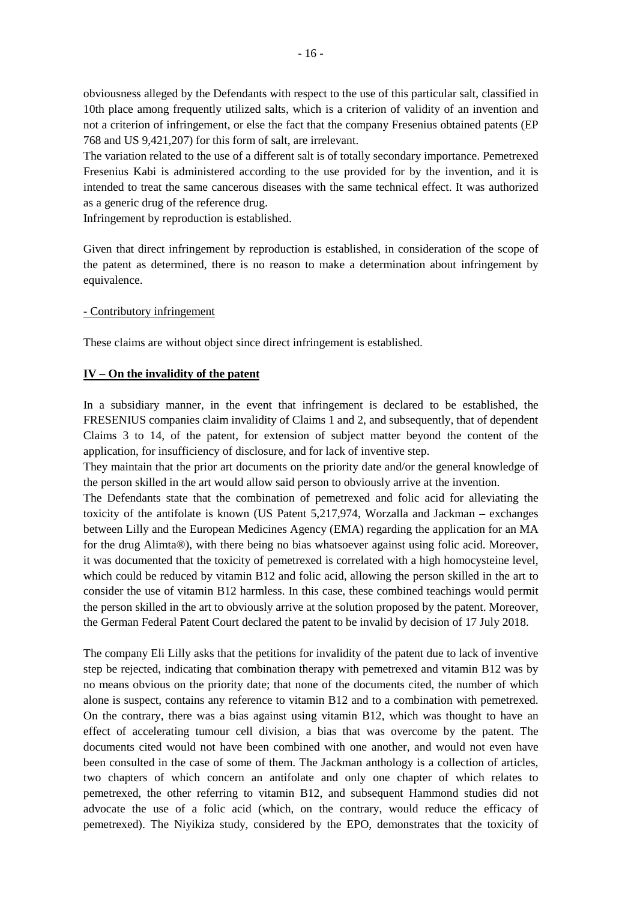obviousness alleged by the Defendants with respect to the use of this particular salt, classified in 10th place among frequently utilized salts, which is a criterion of validity of an invention and not a criterion of infringement, or else the fact that the company Fresenius obtained patents (EP 768 and US 9,421,207) for this form of salt, are irrelevant.

The variation related to the use of a different salt is of totally secondary importance. Pemetrexed Fresenius Kabi is administered according to the use provided for by the invention, and it is intended to treat the same cancerous diseases with the same technical effect. It was authorized as a generic drug of the reference drug.

Infringement by reproduction is established.

Given that direct infringement by reproduction is established, in consideration of the scope of the patent as determined, there is no reason to make a determination about infringement by equivalence.

- Contributory infringement

These claims are without object since direct infringement is established.

## IV – On the invalidity of the patent

In a subsidiary manner, in the event that infringement is declared to be established, the FRESENIUS companies claim invalidity of Claims 1 and 2, and subsequently, that of dependent Claims 3 to 14, of the patent, for extension of subject matter beyond the content of the application, for insufficiency of disclosure, and for lack of inventive step.

They maintain that the prior art documents on the priority date and/or the general knowledge of the person skilled in the art would allow said person to obviously arrive at the invention.

The Defendants state that the combination of pemetrexed and folic acid for alleviating the toxicity of the antifolate is known (US Patent 5,217,974, Worzalla and Jackman – exchanges between Lilly and the European Medicines Agency (EMA) regarding the application for an MA for the drug Alimta®), with there being no bias whatsoever against using folic acid. Moreover, it was documented that the toxicity of pemetrexed is correlated with a high homocysteine level, which could be reduced by vitamin B12 and folic acid, allowing the person skilled in the art to consider the use of vitamin B12 harmless. In this case, these combined teachings would permit the person skilled in the art to obviously arrive at the solution proposed by the patent. Moreover, the German Federal Patent Court declared the patent to be invalid by decision of 17 July 2018.

The company Eli Lilly asks that the petitions for invalidity of the patent due to lack of inventive step be rejected, indicating that combination therapy with pemetrexed and vitamin B12 was by no means obvious on the priority date; that none of the documents cited, the number of which alone is suspect, contains any reference to vitamin B12 and to a combination with pemetrexed. On the contrary, there was a bias against using vitamin B12, which was thought to have an effect of accelerating tumour cell division, a bias that was overcome by the patent. The documents cited would not have been combined with one another, and would not even have been consulted in the case of some of them. The Jackman anthology is a collection of articles, two chapters of which concern an antifolate and only one chapter of which relates to pemetrexed, the other referring to vitamin B12, and subsequent Hammond studies did not advocate the use of a folic acid (which, on the contrary, would reduce the efficacy of pemetrexed). The Niyikiza study, considered by the EPO, demonstrates that the toxicity of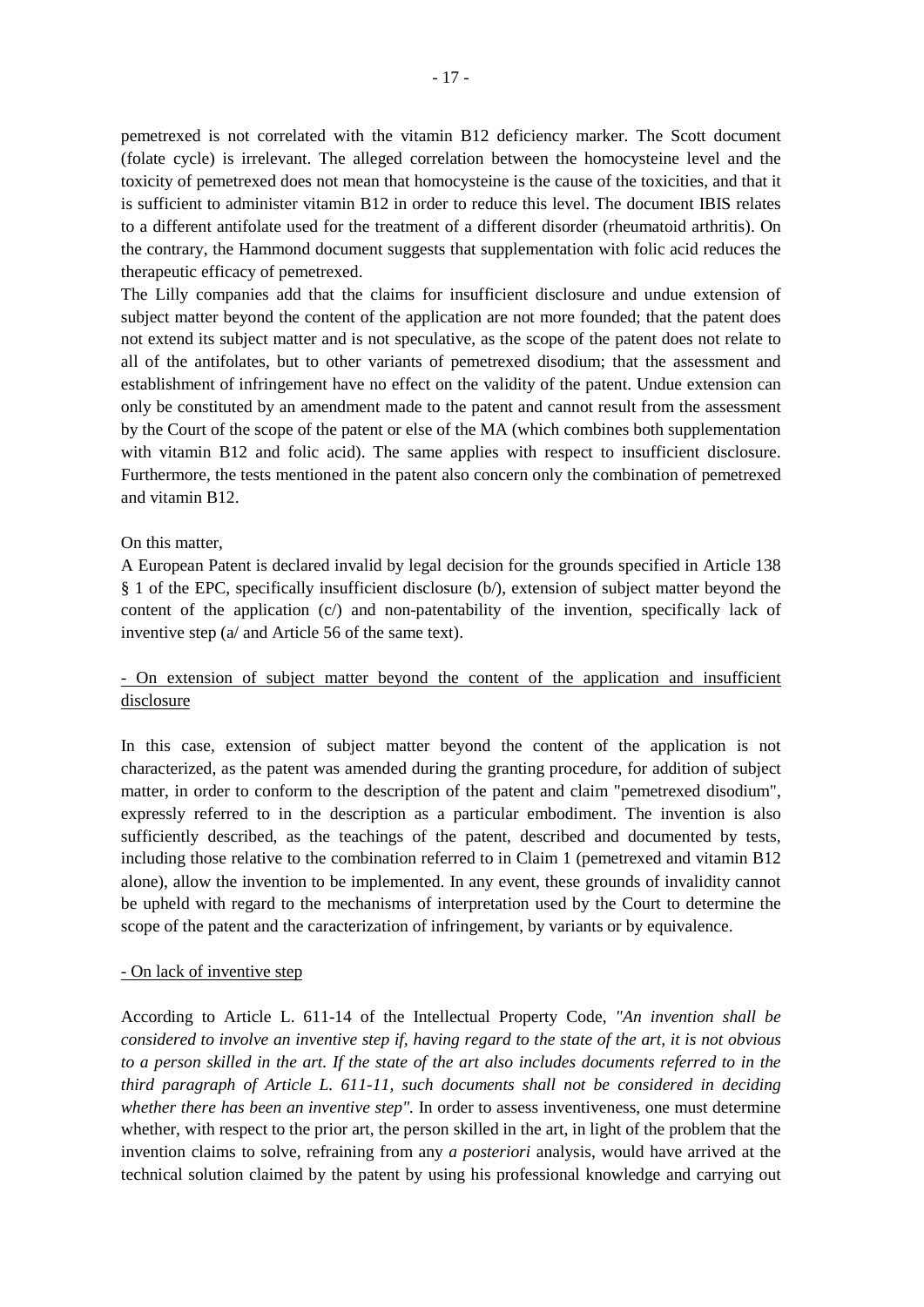pemetrexed is not correlated with the vitamin B12 deficiency marker. The Scott document (folate cycle) is irrelevant. The alleged correlation between the homocysteine level and the toxicity of pemetrexed does not mean that homocysteine is the cause of the toxicities, and that it is sufficient to administer vitamin B12 in order to reduce this level. The document IBIS relates to a different antifolate used for the treatment of a different disorder (rheumatoid arthritis). On the contrary, the Hammond document suggests that supplementation with folic acid reduces the therapeutic efficacy of pemetrexed.

The Lilly companies add that the claims for insufficient disclosure and undue extension of subject matter beyond the content of the application are not more founded; that the patent does not extend its subject matter and is not speculative, as the scope of the patent does not relate to all of the antifolates, but to other variants of pemetrexed disodium; that the assessment and establishment of infringement have no effect on the validity of the patent. Undue extension can only be constituted by an amendment made to the patent and cannot result from the assessment by the Court of the scope of the patent or else of the MA (which combines both supplementation with vitamin B12 and folic acid). The same applies with respect to insufficient disclosure. Furthermore, the tests mentioned in the patent also concern only the combination of pemetrexed and vitamin B12.

On this matter,

A European Patent is declared invalid by legal decision for the grounds specified in Article 138 § 1 of the EPC, specifically insufficient disclosure (b/), extension of subject matter beyond the content of the application (c/) and non-patentability of the invention, specifically lack of inventive step (a/ and Article 56 of the same text).

<u>- On extension of subject matter beyond the content of the application and insufficient disclosure</u>

In this case, extension of subject matter beyond the content of the application is not characterized, as the patent was amended during the granting procedure, for addition of subject matter, in order to conform to the description of the patent and claim "pemetrexed disodium", expressly referred to in the description as a particular embodiment. The invention is also sufficiently described, as the teachings of the patent, described and documented by tests, including those relative to the combination referred to in Claim 1 (pemetrexed and vitamin B12 alone), allow the invention to be implemented. In any event, these grounds of invalidity cannot be upheld with regard to the mechanisms of interpretation used by the Court to determine the scope of the patent and the caracterization of infringement, by variants or by equivalence.

<u>- On lack of inventive step</u>

According to Article L. 611-14 of the Intellectual Property Code, *"An invention shall be considered to involve an inventive step if, having regard to the state of the art, it is not obvious to a person skilled in the art. If the state of the art also includes documents referred to in the third paragraph of Article L. 611-11, such documents shall not be considered in deciding whether there has been an inventive step".* In order to assess inventiveness, one must determine whether, with respect to the prior art, the person skilled in the art, in light of the problem that the invention claims to solve, refraining from any *a posteriori* analysis, would have arrived at the technical solution claimed by the patent by using his professional knowledge and carrying out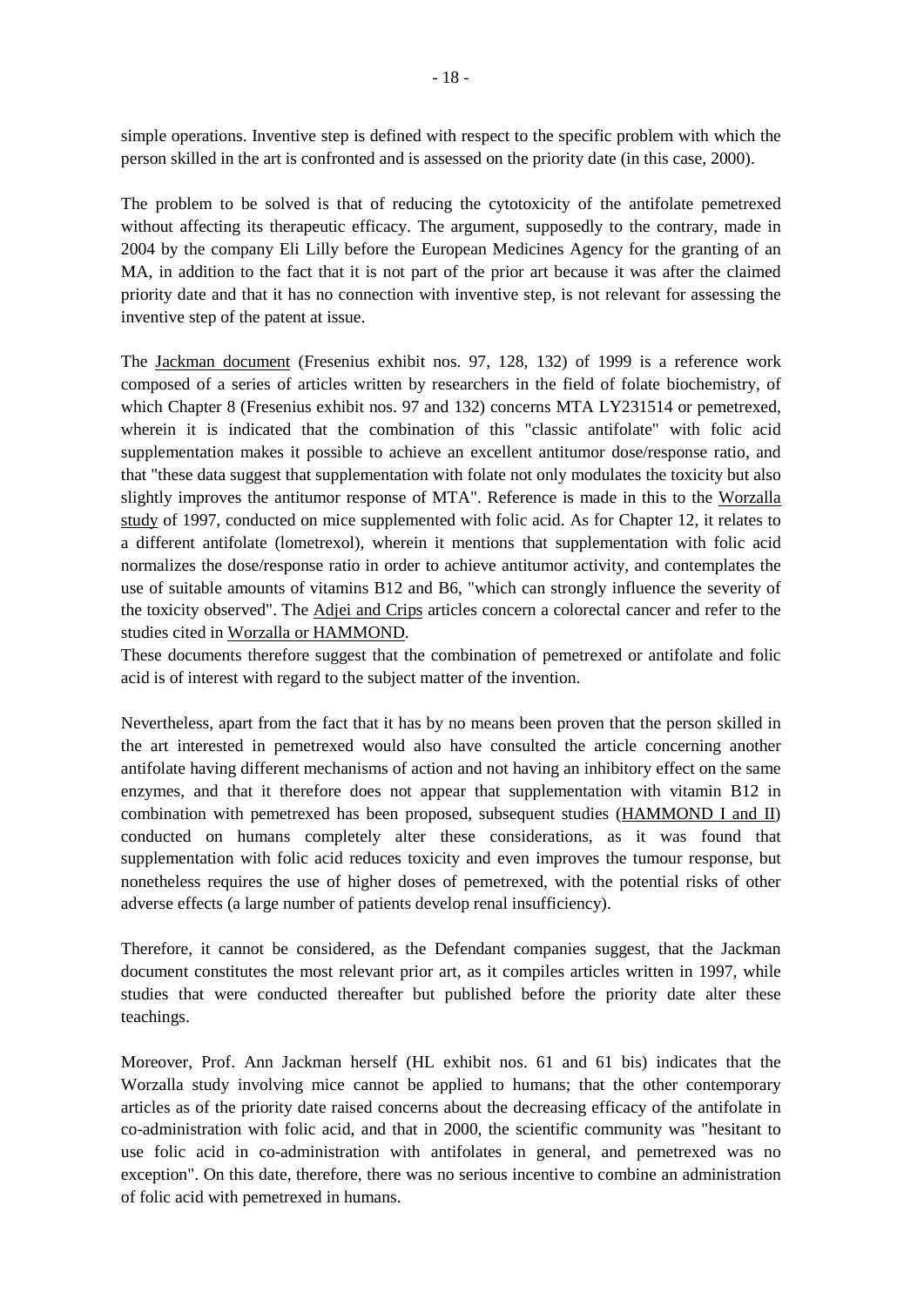simple operations. Inventive step is defined with respect to the specific problem with which the person skilled in the art is confronted and is assessed on the priority date (in this case, 2000).

The problem to be solved is that of reducing the cytotoxicity of the antifolate pemetrexed without affecting its therapeutic efficacy. The argument, supposedly to the contrary, made in 2004 by the company Eli Lilly before the European Medicines Agency for the granting of an MA, in addition to the fact that it is not part of the prior art because it was after the claimed priority date and that it has no connection with inventive step, is not relevant for assessing the inventive step of the patent at issue.

The Jackman document (Fresenius exhibit nos. 97, 128, 132) of 1999 is a reference work composed of a series of articles written by researchers in the field of folate biochemistry, of which Chapter 8 (Fresenius exhibit nos. 97 and 132) concerns MTA LY231514 or pemetrexed, wherein it is indicated that the combination of this "classic antifolate" with folic acid supplementation makes it possible to achieve an excellent antitumor dose/response ratio, and that "these data suggest that supplementation with folate not only modulates the toxicity but also slightly improves the antitumor response of MTA". Reference is made in this to the Worzalla study of 1997, conducted on mice supplemented with folic acid. As for Chapter 12, it relates to a different antifolate (lometrexol), wherein it mentions that supplementation with folic acid normalizes the dose/response ratio in order to achieve antitumor activity, and contemplates the use of suitable amounts of vitamins B12 and B6, "which can strongly influence the severity of the toxicity observed". The Adjei and Crips articles concern a colorectal cancer and refer to the studies cited in Worzalla or HAMMOND.
These documents therefore suggest that the combination of pemetrexed or antifolate and folic acid is of interest with regard to the subject matter of the invention.

Nevertheless, apart from the fact that it has by no means been proven that the person skilled in the art interested in pemetrexed would also have consulted the article concerning another antifolate having different mechanisms of action and not having an inhibitory effect on the same enzymes, and that it therefore does not appear that supplementation with vitamin B12 in combination with pemetrexed has been proposed, subsequent studies (HAMMOND I and II) conducted on humans completely alter these considerations, as it was found that supplementation with folic acid reduces toxicity and even improves the tumour response, but nonetheless requires the use of higher doses of pemetrexed, with the potential risks of other adverse effects (a large number of patients develop renal insufficiency).

Therefore, it cannot be considered, as the Defendant companies suggest, that the Jackman document constitutes the most relevant prior art, as it compiles articles written in 1997, while studies that were conducted thereafter but published before the priority date alter these teachings.

Moreover, Prof. Ann Jackman herself (HL exhibit nos. 61 and 61 bis) indicates that the Worzalla study involving mice cannot be applied to humans; that the other contemporary articles as of the priority date raised concerns about the decreasing efficacy of the antifolate in co-administration with folic acid, and that in 2000, the scientific community was "hesitant to use folic acid in co-administration with antifolates in general, and pemetrexed was no exception". On this date, therefore, there was no serious incentive to combine an administration of folic acid with pemetrexed in humans.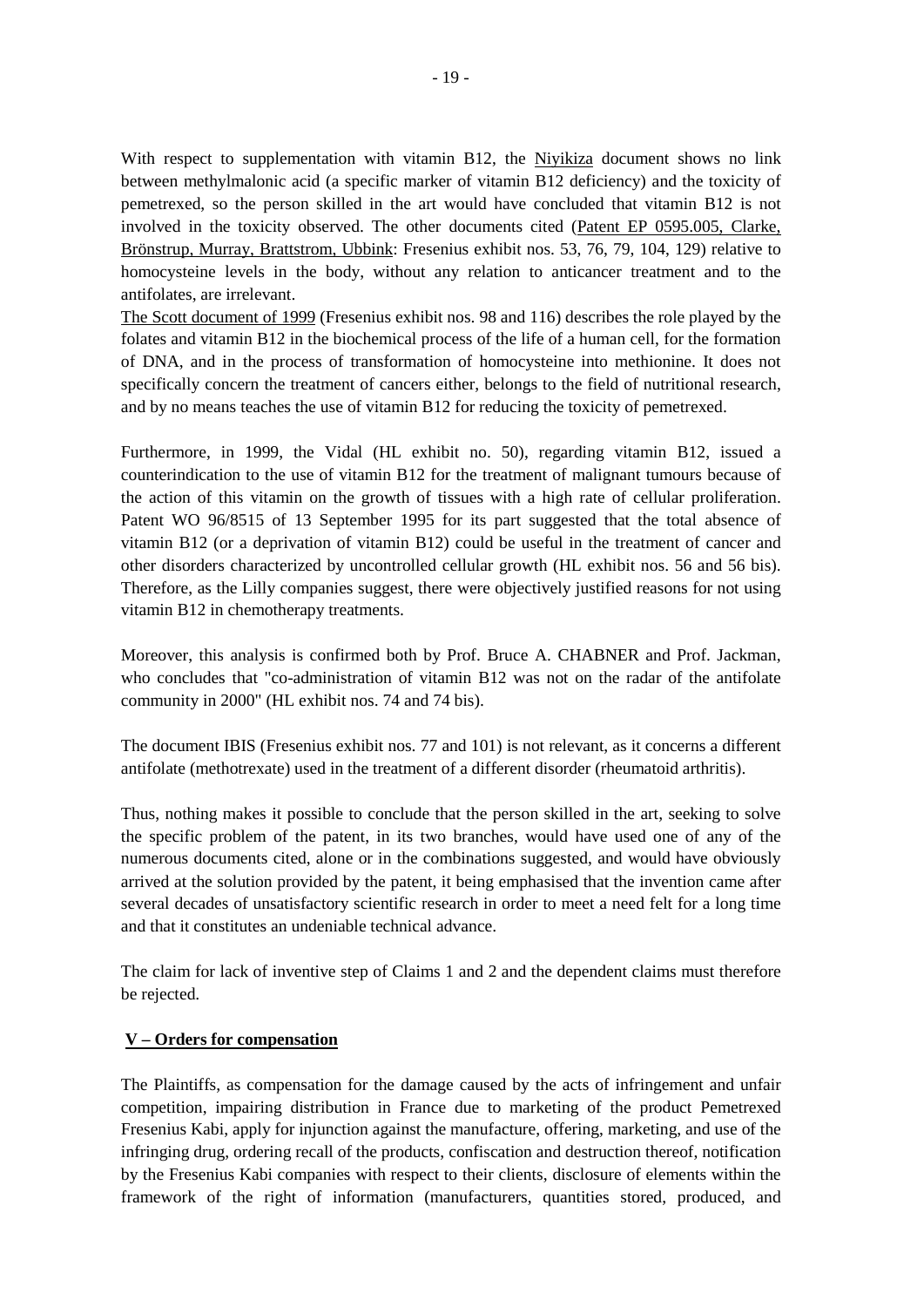With respect to supplementation with vitamin B12, the Niyikiza document shows no link between methylmalonic acid (a specific marker of vitamin B12 deficiency) and the toxicity of pemetrexed, so the person skilled in the art would have concluded that vitamin B12 is not involved in the toxicity observed. The other documents cited (Patent EP 0595.005, Clarke, Brönstrup, Murray, Brattstrom, Ubbink: Fresenius exhibit nos. 53, 76, 79, 104, 129) relative to homocysteine levels in the body, without any relation to anticancer treatment and to the antifolates, are irrelevant.

The Scott document of 1999 (Fresenius exhibit nos. 98 and 116) describes the role played by the folates and vitamin B12 in the biochemical process of the life of a human cell, for the formation of DNA, and in the process of transformation of homocysteine into methionine. It does not specifically concern the treatment of cancers either, belongs to the field of nutritional research, and by no means teaches the use of vitamin B12 for reducing the toxicity of pemetrexed.

Furthermore, in 1999, the Vidal (HL exhibit no. 50), regarding vitamin B12, issued a counterindication to the use of vitamin B12 for the treatment of malignant tumours because of the action of this vitamin on the growth of tissues with a high rate of cellular proliferation. Patent WO 96/8515 of 13 September 1995 for its part suggested that the total absence of vitamin B12 (or a deprivation of vitamin B12) could be useful in the treatment of cancer and other disorders characterized by uncontrolled cellular growth (HL exhibit nos. 56 and 56 bis). Therefore, as the Lilly companies suggest, there were objectively justified reasons for not using vitamin B12 in chemotherapy treatments.

Moreover, this analysis is confirmed both by Prof. Bruce A. CHABNER and Prof. Jackman, who concludes that "co-administration of vitamin B12 was not on the radar of the antifolate community in 2000" (HL exhibit nos. 74 and 74 bis).

The document IBIS (Fresenius exhibit nos. 77 and 101) is not relevant, as it concerns a different antifolate (methotrexate) used in the treatment of a different disorder (rheumatoid arthritis).

Thus, nothing makes it possible to conclude that the person skilled in the art, seeking to solve the specific problem of the patent, in its two branches, would have used one of any of the numerous documents cited, alone or in the combinations suggested, and would have obviously arrived at the solution provided by the patent, it being emphasised that the invention came after several decades of unsatisfactory scientific research in order to meet a need felt for a long time and that it constitutes an undeniable technical advance.

The claim for lack of inventive step of Claims 1 and 2 and the dependent claims must therefore be rejected.

## V – Orders for compensation

The Plaintiffs, as compensation for the damage caused by the acts of infringement and unfair competition, impairing distribution in France due to marketing of the product Pemetrexed Fresenius Kabi, apply for injunction against the manufacture, offering, marketing, and use of the infringing drug, ordering recall of the products, confiscation and destruction thereof, notification by the Fresenius Kabi companies with respect to their clients, disclosure of elements within the framework of the right of information (manufacturers, quantities stored, produced, and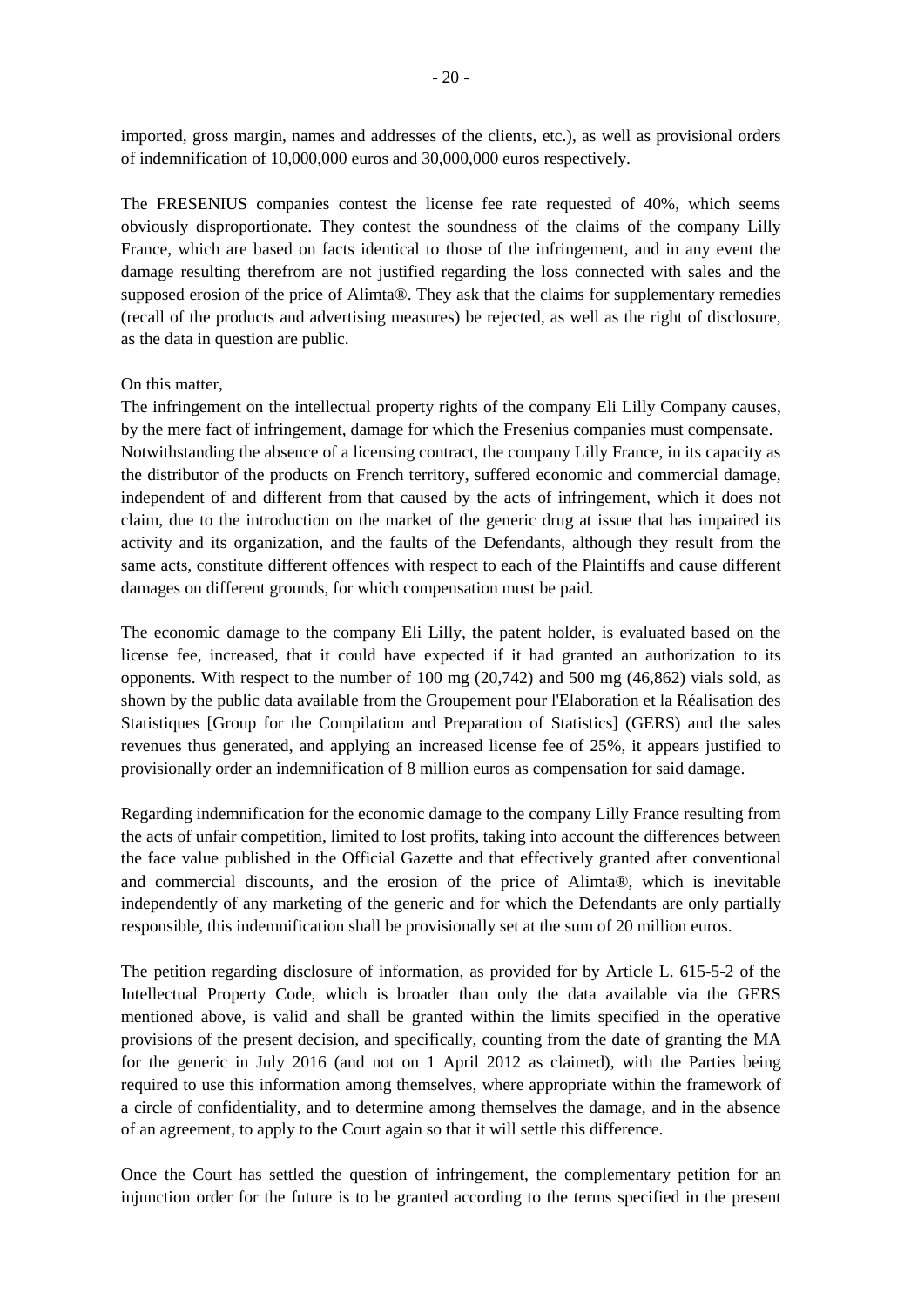imported, gross margin, names and addresses of the clients, etc.), as well as provisional orders of indemnification of 10,000,000 euros and 30,000,000 euros respectively.

The FRESENIUS companies contest the license fee rate requested of 40%, which seems obviously disproportionate. They contest the soundness of the claims of the company Lilly France, which are based on facts identical to those of the infringement, and in any event the damage resulting therefrom are not justified regarding the loss connected with sales and the supposed erosion of the price of Alimta®. They ask that the claims for supplementary remedies (recall of the products and advertising measures) be rejected, as well as the right of disclosure, as the data in question are public.

On this matter,

The infringement on the intellectual property rights of the company Eli Lilly Company causes, by the mere fact of infringement, damage for which the Fresenius companies must compensate. Notwithstanding the absence of a licensing contract, the company Lilly France, in its capacity as the distributor of the products on French territory, suffered economic and commercial damage, independent of and different from that caused by the acts of infringement, which it does not claim, due to the introduction on the market of the generic drug at issue that has impaired its activity and its organization, and the faults of the Defendants, although they result from the same acts, constitute different offences with respect to each of the Plaintiffs and cause different damages on different grounds, for which compensation must be paid.

The economic damage to the company Eli Lilly, the patent holder, is evaluated based on the license fee, increased, that it could have expected if it had granted an authorization to its opponents. With respect to the number of 100 mg (20,742) and 500 mg (46,862) vials sold, as shown by the public data available from the Groupement pour l'Elaboration et la Réalisation des Statistiques [Group for the Compilation and Preparation of Statistics] (GERS) and the sales revenues thus generated, and applying an increased license fee of 25%, it appears justified to provisionally order an indemnification of 8 million euros as compensation for said damage.

Regarding indemnification for the economic damage to the company Lilly France resulting from the acts of unfair competition, limited to lost profits, taking into account the differences between the face value published in the Official Gazette and that effectively granted after conventional and commercial discounts, and the erosion of the price of Alimta®, which is inevitable independently of any marketing of the generic and for which the Defendants are only partially responsible, this indemnification shall be provisionally set at the sum of 20 million euros.

The petition regarding disclosure of information, as provided for by Article L. 615-5-2 of the Intellectual Property Code, which is broader than only the data available via the GERS mentioned above, is valid and shall be granted within the limits specified in the operative provisions of the present decision, and specifically, counting from the date of granting the MA for the generic in July 2016 (and not on 1 April 2012 as claimed), with the Parties being required to use this information among themselves, where appropriate within the framework of a circle of confidentiality, and to determine among themselves the damage, and in the absence of an agreement, to apply to the Court again so that it will settle this difference.

Once the Court has settled the question of infringement, the complementary petition for an injunction order for the future is to be granted according to the terms specified in the present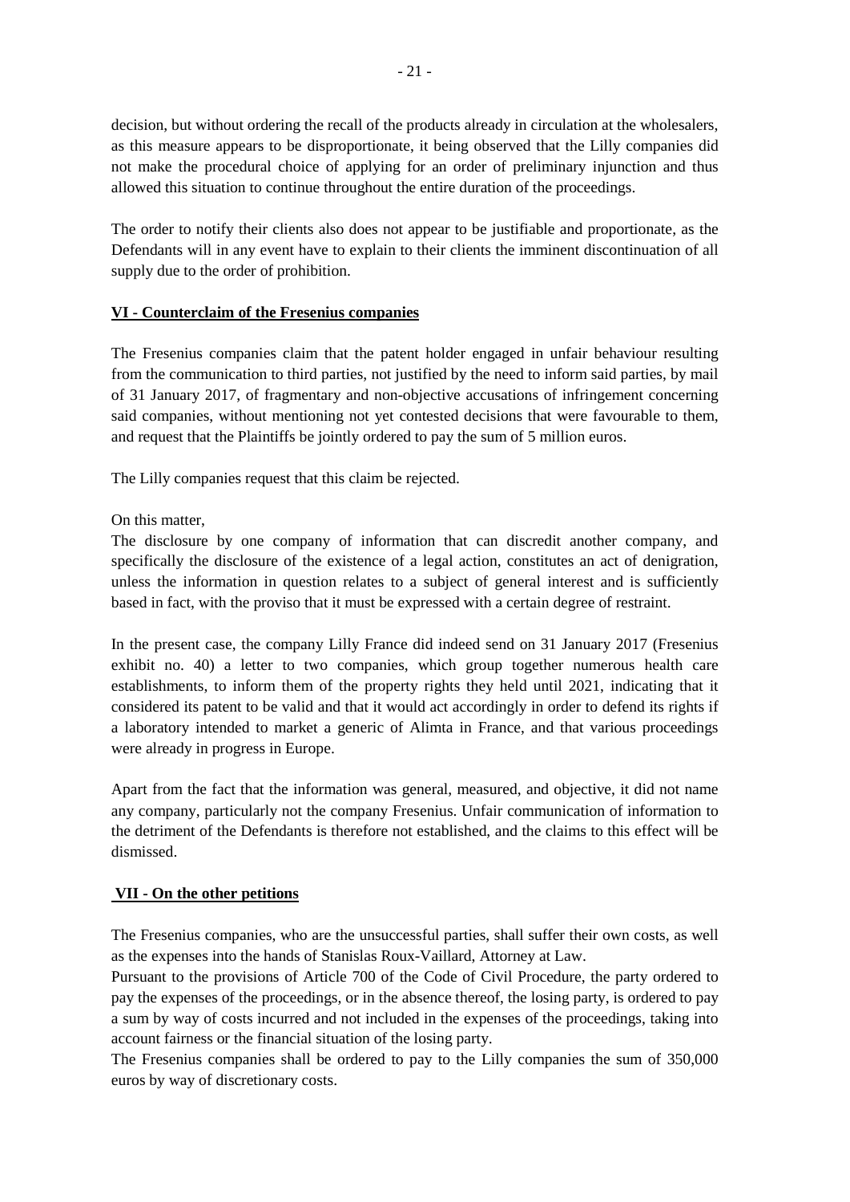decision, but without ordering the recall of the products already in circulation at the wholesalers, as this measure appears to be disproportionate, it being observed that the Lilly companies did not make the procedural choice of applying for an order of preliminary injunction and thus allowed this situation to continue throughout the entire duration of the proceedings.

The order to notify their clients also does not appear to be justifiable and proportionate, as the Defendants will in any event have to explain to their clients the imminent discontinuation of all supply due to the order of prohibition.

## VI - Counterclaim of the Fresenius companies

The Fresenius companies claim that the patent holder engaged in unfair behaviour resulting from the communication to third parties, not justified by the need to inform said parties, by mail of 31 January 2017, of fragmentary and non-objective accusations of infringement concerning said companies, without mentioning not yet contested decisions that were favourable to them, and request that the Plaintiffs be jointly ordered to pay the sum of 5 million euros.

The Lilly companies request that this claim be rejected.

On this matter,
The disclosure by one company of information that can discredit another company, and specifically the disclosure of the existence of a legal action, constitutes an act of denigration, unless the information in question relates to a subject of general interest and is sufficiently based in fact, with the proviso that it must be expressed with a certain degree of restraint.

In the present case, the company Lilly France did indeed send on 31 January 2017 (Fresenius exhibit no. 40) a letter to two companies, which group together numerous health care establishments, to inform them of the property rights they held until 2021, indicating that it considered its patent to be valid and that it would act accordingly in order to defend its rights if a laboratory intended to market a generic of Alimta in France, and that various proceedings were already in progress in Europe.

Apart from the fact that the information was general, measured, and objective, it did not name any company, particularly not the company Fresenius. Unfair communication of information to the detriment of the Defendants is therefore not established, and the claims to this effect will be dismissed.

## VII - On the other petitions

The Fresenius companies, who are the unsuccessful parties, shall suffer their own costs, as well as the expenses into the hands of Stanislas Roux-Vaillard, Attorney at Law.
Pursuant to the provisions of Article 700 of the Code of Civil Procedure, the party ordered to pay the expenses of the proceedings, or in the absence thereof, the losing party, is ordered to pay a sum by way of costs incurred and not included in the expenses of the proceedings, taking into account fairness or the financial situation of the losing party.
The Fresenius companies shall be ordered to pay to the Lilly companies the sum of 350,000 euros by way of discretionary costs.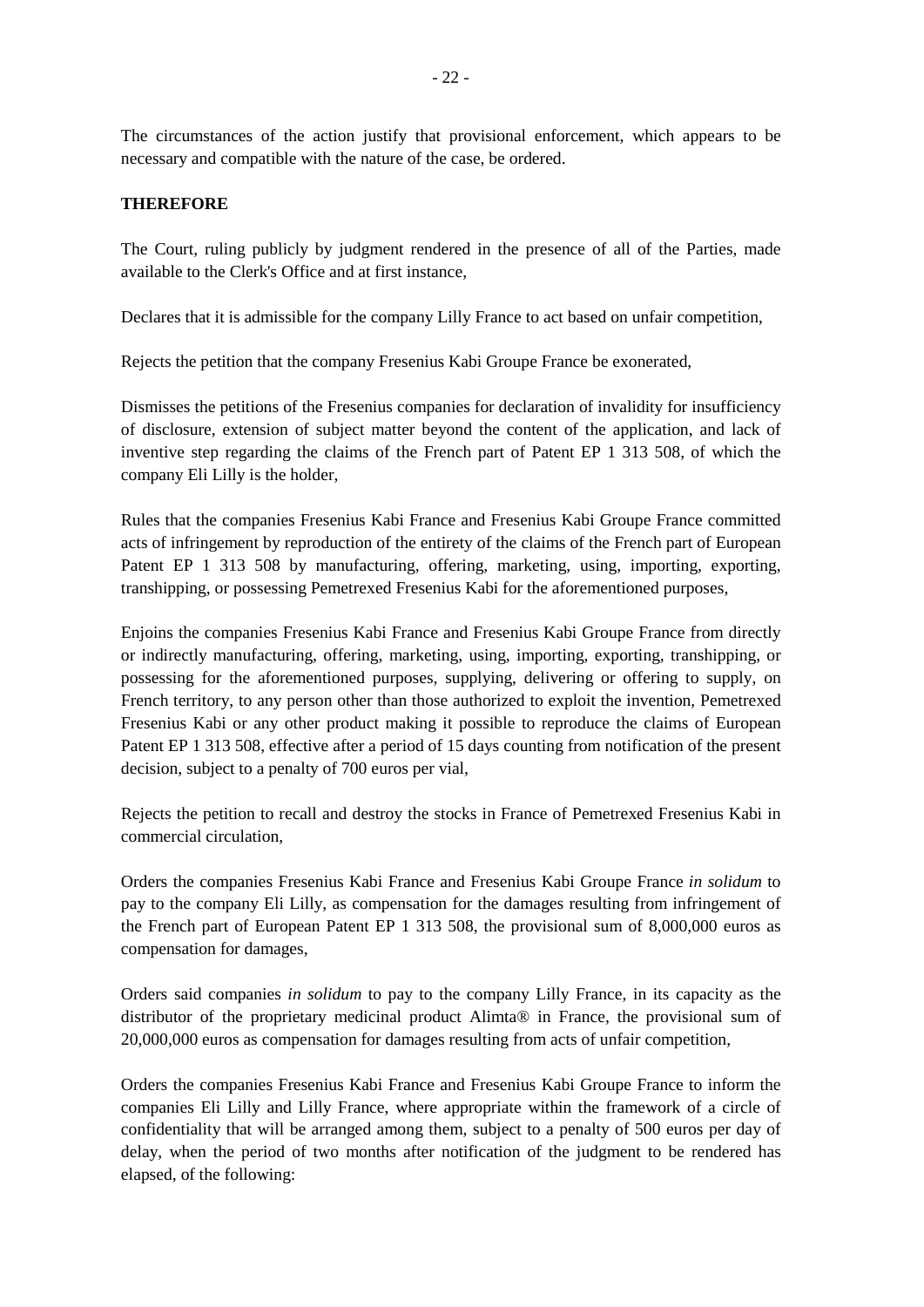The circumstances of the action justify that provisional enforcement, which appears to be necessary and compatible with the nature of the case, be ordered.

**THEREFORE**

The Court, ruling publicly by judgment rendered in the presence of all of the Parties, made available to the Clerk's Office and at first instance,

Declares that it is admissible for the company Lilly France to act based on unfair competition,

Rejects the petition that the company Fresenius Kabi Groupe France be exonerated,

Dismisses the petitions of the Fresenius companies for declaration of invalidity for insufficiency of disclosure, extension of subject matter beyond the content of the application, and lack of inventive step regarding the claims of the French part of Patent EP 1 313 508, of which the company Eli Lilly is the holder,

Rules that the companies Fresenius Kabi France and Fresenius Kabi Groupe France committed acts of infringement by reproduction of the entirety of the claims of the French part of European Patent EP 1 313 508 by manufacturing, offering, marketing, using, importing, exporting, transhipping, or possessing Pemetrexed Fresenius Kabi for the aforementioned purposes,

Enjoins the companies Fresenius Kabi France and Fresenius Kabi Groupe France from directly or indirectly manufacturing, offering, marketing, using, importing, exporting, transhipping, or possessing for the aforementioned purposes, supplying, delivering or offering to supply, on French territory, to any person other than those authorized to exploit the invention, Pemetrexed Fresenius Kabi or any other product making it possible to reproduce the claims of European Patent EP 1 313 508, effective after a period of 15 days counting from notification of the present decision, subject to a penalty of 700 euros per vial,

Rejects the petition to recall and destroy the stocks in France of Pemetrexed Fresenius Kabi in commercial circulation,

Orders the companies Fresenius Kabi France and Fresenius Kabi Groupe France *in solidum* to pay to the company Eli Lilly, as compensation for the damages resulting from infringement of the French part of European Patent EP 1 313 508, the provisional sum of 8,000,000 euros as compensation for damages,

Orders said companies *in solidum* to pay to the company Lilly France, in its capacity as the distributor of the proprietary medicinal product Alimta® in France, the provisional sum of 20,000,000 euros as compensation for damages resulting from acts of unfair competition,

Orders the companies Fresenius Kabi France and Fresenius Kabi Groupe France to inform the companies Eli Lilly and Lilly France, where appropriate within the framework of a circle of confidentiality that will be arranged among them, subject to a penalty of 500 euros per day of delay, when the period of two months after notification of the judgment to be rendered has elapsed, of the following: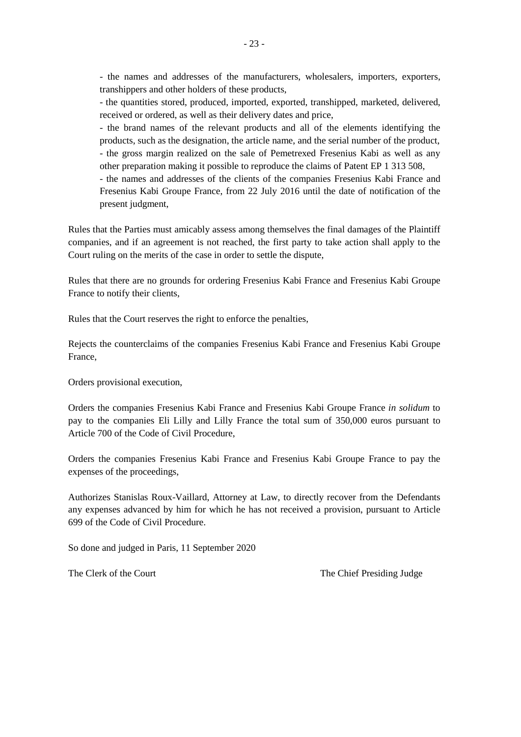- the names and addresses of the manufacturers, wholesalers, importers, exporters, transhippers and other holders of these products,
- the quantities stored, produced, imported, exported, transhipped, marketed, delivered, received or ordered, as well as their delivery dates and price,
- the brand names of the relevant products and all of the elements identifying the products, such as the designation, the article name, and the serial number of the product,
- the gross margin realized on the sale of Pemetrexed Fresenius Kabi as well as any other preparation making it possible to reproduce the claims of Patent EP 1 313 508,
- the names and addresses of the clients of the companies Fresenius Kabi France and Fresenius Kabi Groupe France, from 22 July 2016 until the date of notification of the present judgment,

Rules that the Parties must amicably assess among themselves the final damages of the Plaintiff companies, and if an agreement is not reached, the first party to take action shall apply to the Court ruling on the merits of the case in order to settle the dispute,

Rules that there are no grounds for ordering Fresenius Kabi France and Fresenius Kabi Groupe France to notify their clients,

Rules that the Court reserves the right to enforce the penalties,

Rejects the counterclaims of the companies Fresenius Kabi France and Fresenius Kabi Groupe France,

Orders provisional execution,

Orders the companies Fresenius Kabi France and Fresenius Kabi Groupe France *in solidum* to pay to the companies Eli Lilly and Lilly France the total sum of 350,000 euros pursuant to Article 700 of the Code of Civil Procedure,

Orders the companies Fresenius Kabi France and Fresenius Kabi Groupe France to pay the expenses of the proceedings,

Authorizes Stanislas Roux-Vaillard, Attorney at Law, to directly recover from the Defendants any expenses advanced by him for which he has not received a provision, pursuant to Article 699 of the Code of Civil Procedure.

So done and judged in Paris, 11 September 2020

The Clerk of the Court The Chief Presiding Judge